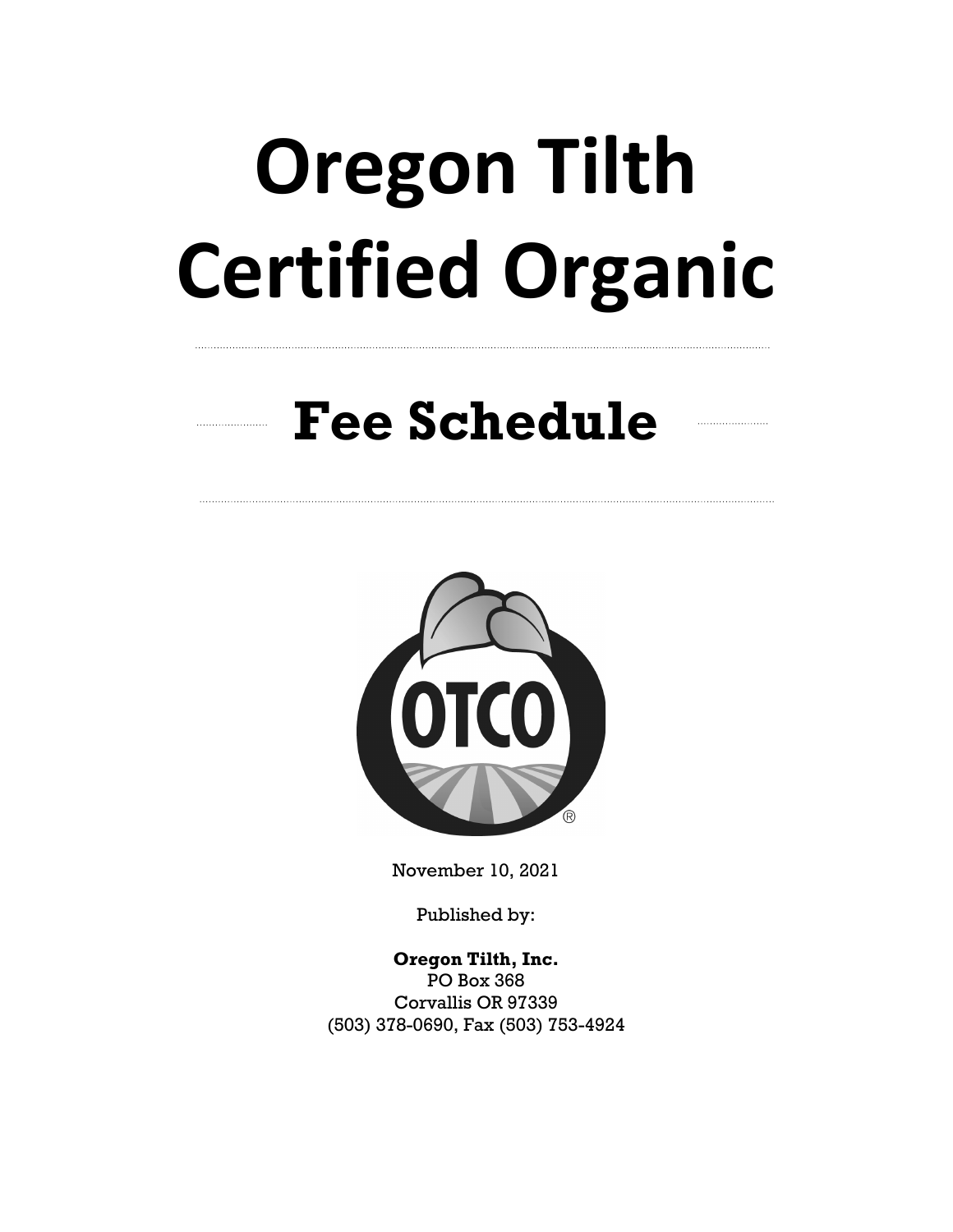# Oregon Tilth Certified Organic

## Fee Schedule

November 10, 2021

Published by:

**Oregon Tilth, Inc.**
PO Box 368
Corvallis OR 97339
(503) 378-0690, Fax (503) 753-4924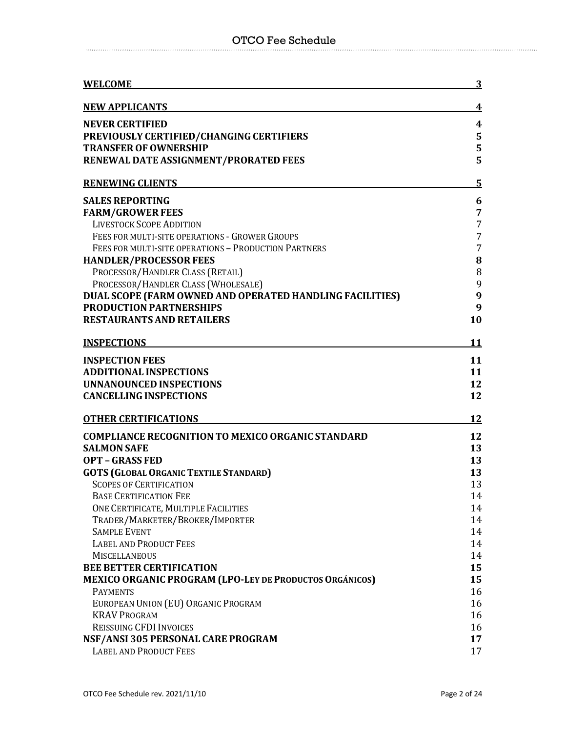| | |
|---|---|
| **WELCOME** | **3** |
| **NEW APPLICANTS** | **4** |
| **NEVER CERTIFIED** | **4** |
| **PREVIOUSLY CERTIFIED/CHANGING CERTIFIERS** | **5** |
| **TRANSFER OF OWNERSHIP** | **5** |
| **RENEWAL DATE ASSIGNMENT/PRORATED FEES** | **5** |
| **RENEWING CLIENTS** | **5** |
| **SALES REPORTING** | **6** |
| **FARM/GROWER FEES** | **7** |
| LIVESTOCK SCOPE ADDITION | 7 |
| FEES FOR MULTI-SITE OPERATIONS - GROWER GROUPS | 7 |
| FEES FOR MULTI-SITE OPERATIONS – PRODUCTION PARTNERS | 7 |
| **HANDLER/PROCESSOR FEES** | **8** |
| PROCESSOR/HANDLER CLASS (RETAIL) | 8 |
| PROCESSOR/HANDLER CLASS (WHOLESALE) | 9 |
| **DUAL SCOPE (FARM OWNED AND OPERATED HANDLING FACILITIES)** | **9** |
| **PRODUCTION PARTNERSHIPS** | **9** |
| **RESTAURANTS AND RETAILERS** | **10** |
| **INSPECTIONS** | **11** |
| **INSPECTION FEES** | **11** |
| **ADDITIONAL INSPECTIONS** | **11** |
| **UNNANOUNCED INSPECTIONS** | **12** |
| **CANCELLING INSPECTIONS** | **12** |
| **OTHER CERTIFICATIONS** | **12** |
| **COMPLIANCE RECOGNITION TO MEXICO ORGANIC STANDARD** | **12** |
| **SALMON SAFE** | **13** |
| **OPT – GRASS FED** | **13** |
| **GOTS (GLOBAL ORGANIC TEXTILE STANDARD)** | **13** |
| SCOPES OF CERTIFICATION | 13 |
| BASE CERTIFICATION FEE | 14 |
| ONE CERTIFICATE, MULTIPLE FACILITIES | 14 |
| TRADER/MARKETER/BROKER/IMPORTER | 14 |
| SAMPLE EVENT | 14 |
| LABEL AND PRODUCT FEES | 14 |
| MISCELLANEOUS | 14 |
| **BEE BETTER CERTIFICATION** | **15** |
| **MEXICO ORGANIC PROGRAM (LPO-LEY DE PRODUCTOS ORGÁNICOS)** | **15** |
| PAYMENTS | 16 |
| EUROPEAN UNION (EU) ORGANIC PROGRAM | 16 |
| KRAV PROGRAM | 16 |
| REISSUING CFDI INVOICES | 16 |
| **NSF/ANSI 305 PERSONAL CARE PROGRAM** | **17** |
| LABEL AND PRODUCT FEES | 17 |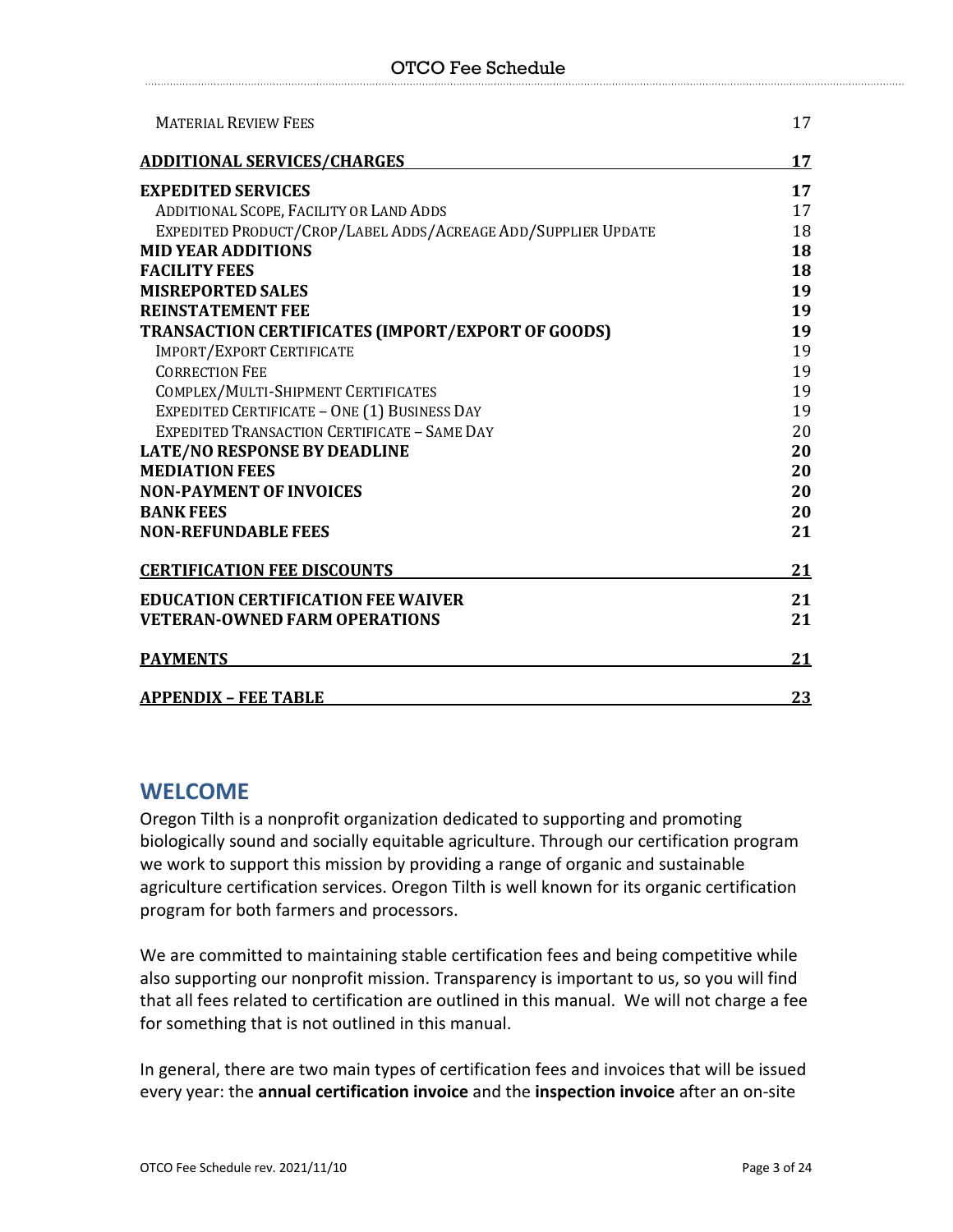| | |
|---|---|
| MATERIAL REVIEW FEES | 17 |
| **ADDITIONAL SERVICES/CHARGES** | **17** |
| **EXPEDITED SERVICES** | **17** |
| ADDITIONAL SCOPE, FACILITY OR LAND ADDS | 17 |
| EXPEDITED PRODUCT/CROP/LABEL ADDS/ACREAGE ADD/SUPPLIER UPDATE | 18 |
| **MID YEAR ADDITIONS** | **18** |
| **FACILITY FEES** | **18** |
| **MISREPORTED SALES** | **19** |
| **REINSTATEMENT FEE** | **19** |
| **TRANSACTION CERTIFICATES (IMPORT/EXPORT OF GOODS)** | **19** |
| IMPORT/EXPORT CERTIFICATE | 19 |
| CORRECTION FEE | 19 |
| COMPLEX/MULTI-SHIPMENT CERTIFICATES | 19 |
| EXPEDITED CERTIFICATE – ONE (1) BUSINESS DAY | 19 |
| EXPEDITED TRANSACTION CERTIFICATE – SAME DAY | 20 |
| **LATE/NO RESPONSE BY DEADLINE** | **20** |
| **MEDIATION FEES** | **20** |
| **NON-PAYMENT OF INVOICES** | **20** |
| **BANK FEES** | **20** |
| **NON-REFUNDABLE FEES** | **21** |
| **CERTIFICATION FEE DISCOUNTS** | **21** |
| **EDUCATION CERTIFICATION FEE WAIVER** | **21** |
| **VETERAN-OWNED FARM OPERATIONS** | **21** |
| **PAYMENTS** | **21** |
| **APPENDIX – FEE TABLE** | **23** |

## WELCOME

Oregon Tilth is a nonprofit organization dedicated to supporting and promoting biologically sound and socially equitable agriculture. Through our certification program we work to support this mission by providing a range of organic and sustainable agriculture certification services. Oregon Tilth is well known for its organic certification program for both farmers and processors.

We are committed to maintaining stable certification fees and being competitive while also supporting our nonprofit mission. Transparency is important to us, so you will find that all fees related to certification are outlined in this manual. We will not charge a fee for something that is not outlined in this manual.

In general, there are two main types of certification fees and invoices that will be issued every year: the **annual certification invoice** and the **inspection invoice** after an on-site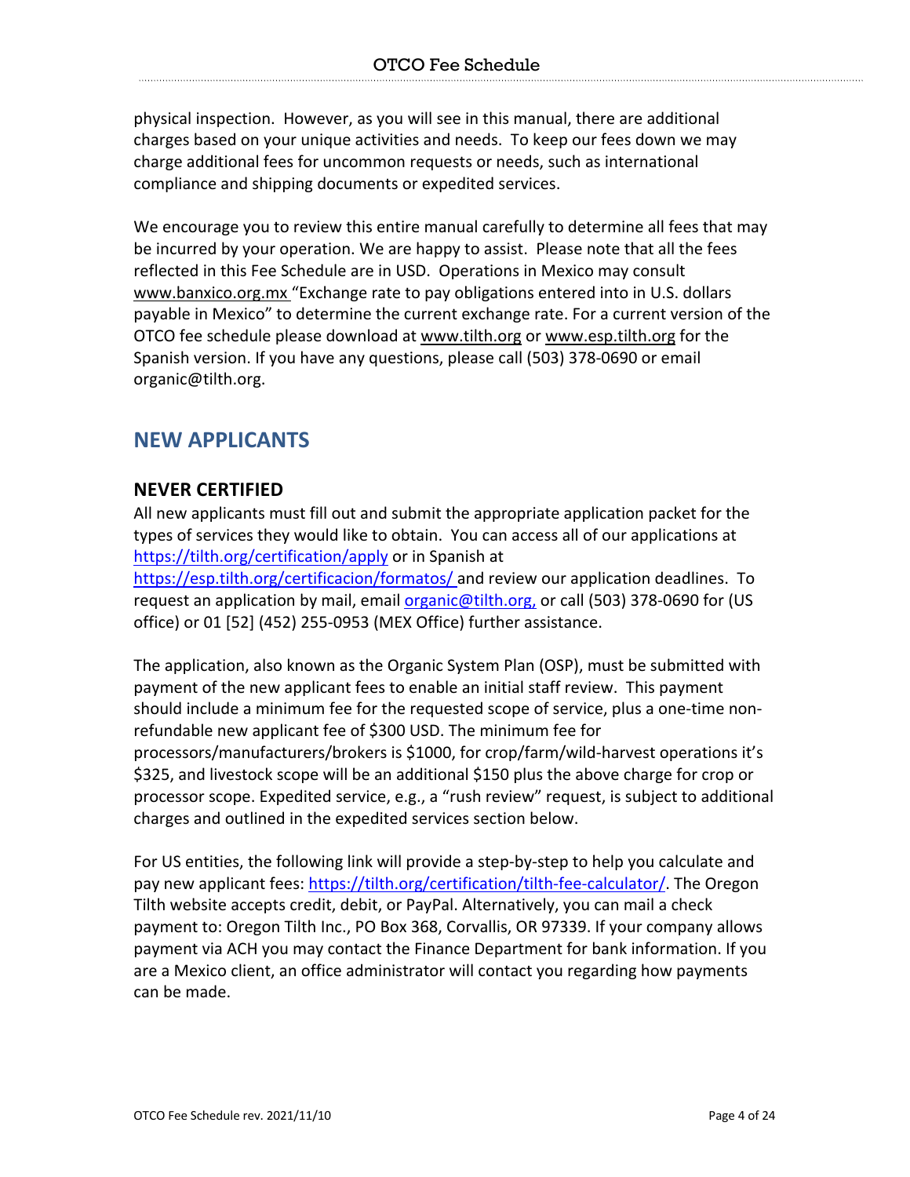physical inspection. However, as you will see in this manual, there are additional charges based on your unique activities and needs. To keep our fees down we may charge additional fees for uncommon requests or needs, such as international compliance and shipping documents or expedited services.

We encourage you to review this entire manual carefully to determine all fees that may be incurred by your operation. We are happy to assist. Please note that all the fees reflected in this Fee Schedule are in USD. Operations in Mexico may consult www.banxico.org.mx "Exchange rate to pay obligations entered into in U.S. dollars payable in Mexico" to determine the current exchange rate. For a current version of the OTCO fee schedule please download at www.tilth.org or www.esp.tilth.org for the Spanish version. If you have any questions, please call (503) 378-0690 or email organic@tilth.org.

## NEW APPLICANTS

### NEVER CERTIFIED

All new applicants must fill out and submit the appropriate application packet for the types of services they would like to obtain. You can access all of our applications at https://tilth.org/certification/apply or in Spanish at https://esp.tilth.org/certificacion/formatos/ and review our application deadlines. To request an application by mail, email organic@tilth.org, or call (503) 378-0690 for (US office) or 01 [52] (452) 255-0953 (MEX Office) further assistance.

The application, also known as the Organic System Plan (OSP), must be submitted with payment of the new applicant fees to enable an initial staff review. This payment should include a minimum fee for the requested scope of service, plus a one-time non-refundable new applicant fee of $300 USD. The minimum fee for processors/manufacturers/brokers is $1000, for crop/farm/wild-harvest operations it's $325, and livestock scope will be an additional $150 plus the above charge for crop or processor scope. Expedited service, e.g., a "rush review" request, is subject to additional charges and outlined in the expedited services section below.

For US entities, the following link will provide a step-by-step to help you calculate and pay new applicant fees: https://tilth.org/certification/tilth-fee-calculator/. The Oregon Tilth website accepts credit, debit, or PayPal. Alternatively, you can mail a check payment to: Oregon Tilth Inc., PO Box 368, Corvallis, OR 97339. If your company allows payment via ACH you may contact the Finance Department for bank information. If you are a Mexico client, an office administrator will contact you regarding how payments can be made.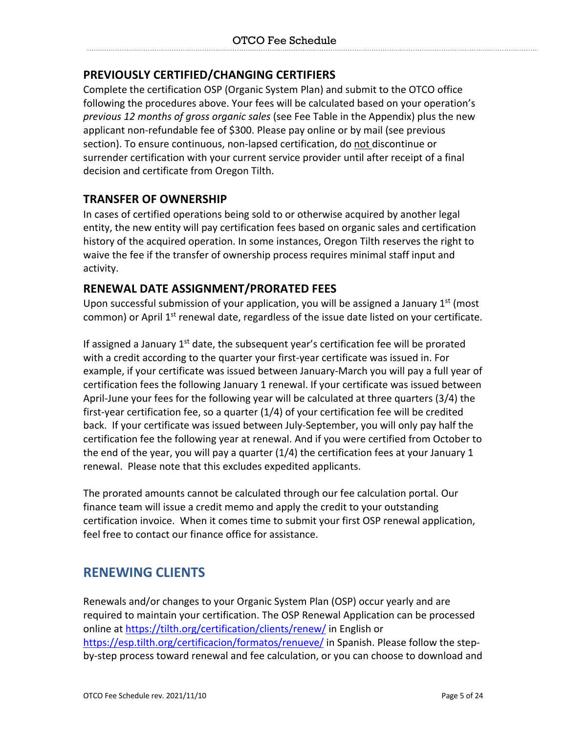## PREVIOUSLY CERTIFIED/CHANGING CERTIFIERS

Complete the certification OSP (Organic System Plan) and submit to the OTCO office following the procedures above. Your fees will be calculated based on your operation's *previous 12 months of gross organic sales* (see Fee Table in the Appendix) plus the new applicant non-refundable fee of $300. Please pay online or by mail (see previous section). To ensure continuous, non-lapsed certification, do <u>not</u> discontinue or surrender certification with your current service provider until after receipt of a final decision and certificate from Oregon Tilth.

## TRANSFER OF OWNERSHIP

In cases of certified operations being sold to or otherwise acquired by another legal entity, the new entity will pay certification fees based on organic sales and certification history of the acquired operation. In some instances, Oregon Tilth reserves the right to waive the fee if the transfer of ownership process requires minimal staff input and activity.

## RENEWAL DATE ASSIGNMENT/PRORATED FEES

Upon successful submission of your application, you will be assigned a January 1st (most common) or April 1st renewal date, regardless of the issue date listed on your certificate.

If assigned a January 1st date, the subsequent year's certification fee will be prorated with a credit according to the quarter your first-year certificate was issued in. For example, if your certificate was issued between January-March you will pay a full year of certification fees the following January 1 renewal. If your certificate was issued between April-June your fees for the following year will be calculated at three quarters (3/4) the first-year certification fee, so a quarter (1/4) of your certification fee will be credited back. If your certificate was issued between July-September, you will only pay half the certification fee the following year at renewal. And if you were certified from October to the end of the year, you will pay a quarter (1/4) the certification fees at your January 1 renewal. Please note that this excludes expedited applicants.

The prorated amounts cannot be calculated through our fee calculation portal. Our finance team will issue a credit memo and apply the credit to your outstanding certification invoice. When it comes time to submit your first OSP renewal application, feel free to contact our finance office for assistance.

# RENEWING CLIENTS

Renewals and/or changes to your Organic System Plan (OSP) occur yearly and are required to maintain your certification. The OSP Renewal Application can be processed online at https://tilth.org/certification/clients/renew/ in English or https://esp.tilth.org/certificacion/formatos/renueve/ in Spanish. Please follow the step-by-step process toward renewal and fee calculation, or you can choose to download and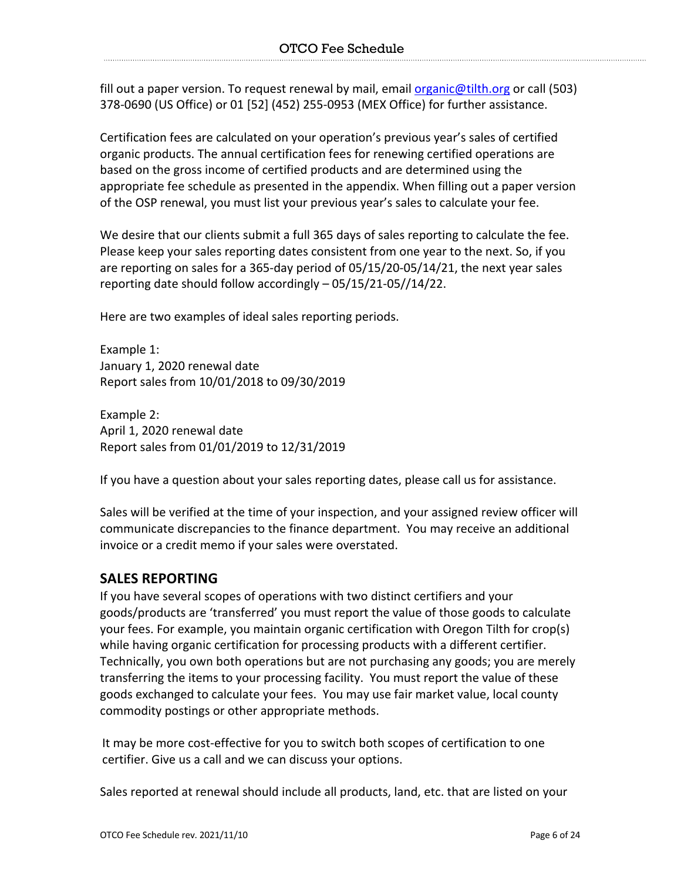fill out a paper version. To request renewal by mail, email organic@tilth.org or call (503) 378-0690 (US Office) or 01 [52] (452) 255-0953 (MEX Office) for further assistance.

Certification fees are calculated on your operation's previous year's sales of certified organic products. The annual certification fees for renewing certified operations are based on the gross income of certified products and are determined using the appropriate fee schedule as presented in the appendix. When filling out a paper version of the OSP renewal, you must list your previous year's sales to calculate your fee.

We desire that our clients submit a full 365 days of sales reporting to calculate the fee. Please keep your sales reporting dates consistent from one year to the next. So, if you are reporting on sales for a 365-day period of 05/15/20-05/14/21, the next year sales reporting date should follow accordingly – 05/15/21-05//14/22.

Here are two examples of ideal sales reporting periods.

Example 1:
January 1, 2020 renewal date
Report sales from 10/01/2018 to 09/30/2019

Example 2:
April 1, 2020 renewal date
Report sales from 01/01/2019 to 12/31/2019

If you have a question about your sales reporting dates, please call us for assistance.

Sales will be verified at the time of your inspection, and your assigned review officer will communicate discrepancies to the finance department. You may receive an additional invoice or a credit memo if your sales were overstated.

## SALES REPORTING

If you have several scopes of operations with two distinct certifiers and your goods/products are 'transferred' you must report the value of those goods to calculate your fees. For example, you maintain organic certification with Oregon Tilth for crop(s) while having organic certification for processing products with a different certifier. Technically, you own both operations but are not purchasing any goods; you are merely transferring the items to your processing facility. You must report the value of these goods exchanged to calculate your fees. You may use fair market value, local county commodity postings or other appropriate methods.

It may be more cost-effective for you to switch both scopes of certification to one certifier. Give us a call and we can discuss your options.

Sales reported at renewal should include all products, land, etc. that are listed on your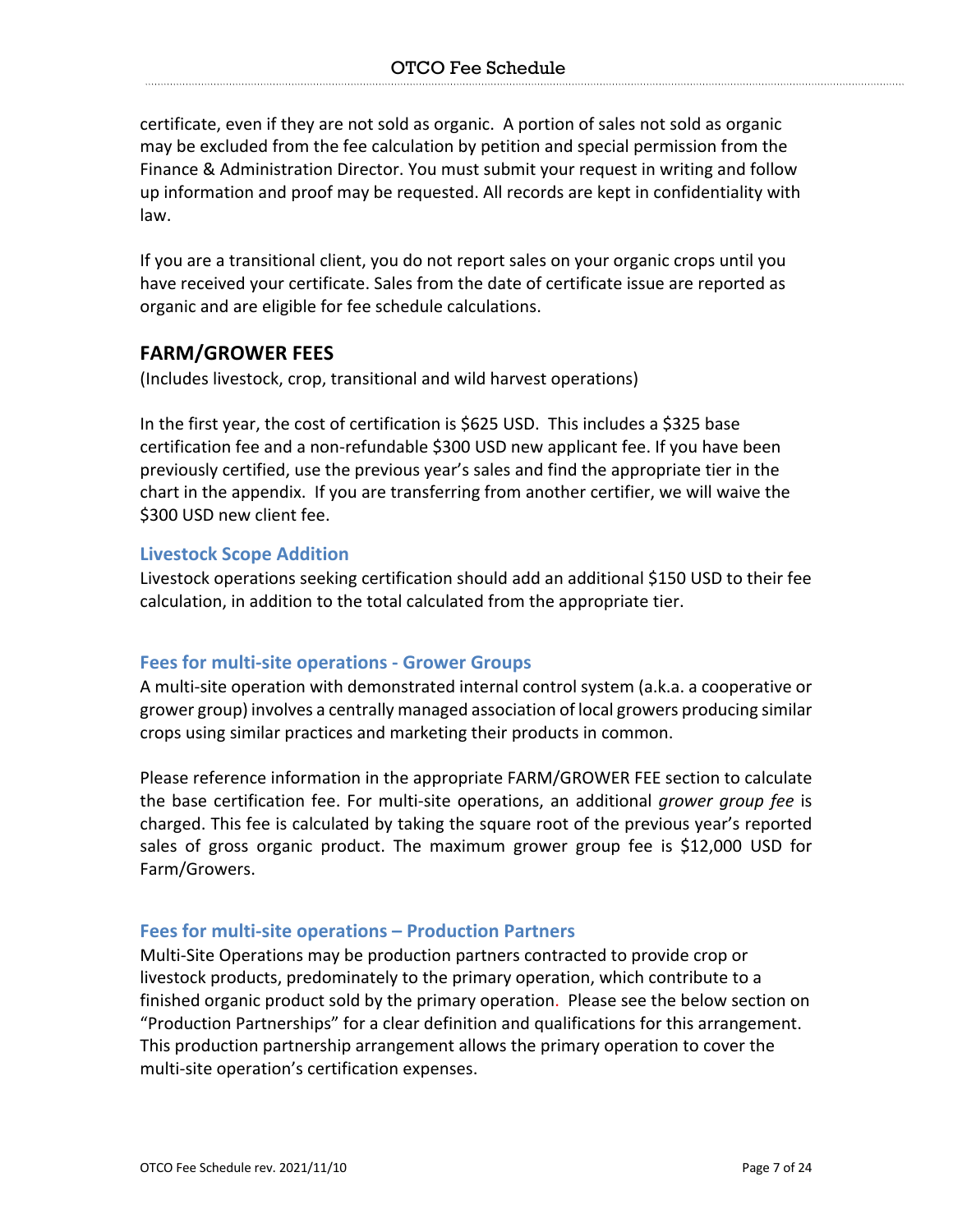certificate, even if they are not sold as organic. A portion of sales not sold as organic may be excluded from the fee calculation by petition and special permission from the Finance & Administration Director. You must submit your request in writing and follow up information and proof may be requested. All records are kept in confidentiality with law.

If you are a transitional client, you do not report sales on your organic crops until you have received your certificate. Sales from the date of certificate issue are reported as organic and are eligible for fee schedule calculations.

## FARM/GROWER FEES

(Includes livestock, crop, transitional and wild harvest operations)

In the first year, the cost of certification is $625 USD. This includes a $325 base certification fee and a non-refundable $300 USD new applicant fee. If you have been previously certified, use the previous year's sales and find the appropriate tier in the chart in the appendix. If you are transferring from another certifier, we will waive the $300 USD new client fee.

### Livestock Scope Addition

Livestock operations seeking certification should add an additional $150 USD to their fee calculation, in addition to the total calculated from the appropriate tier.

### Fees for multi-site operations - Grower Groups

A multi-site operation with demonstrated internal control system (a.k.a. a cooperative or grower group) involves a centrally managed association of local growers producing similar crops using similar practices and marketing their products in common.

Please reference information in the appropriate FARM/GROWER FEE section to calculate the base certification fee. For multi-site operations, an additional *grower group fee* is charged. This fee is calculated by taking the square root of the previous year's reported sales of gross organic product. The maximum grower group fee is $12,000 USD for Farm/Growers.

### Fees for multi-site operations – Production Partners

Multi-Site Operations may be production partners contracted to provide crop or livestock products, predominately to the primary operation, which contribute to a finished organic product sold by the primary operation. Please see the below section on "Production Partnerships" for a clear definition and qualifications for this arrangement. This production partnership arrangement allows the primary operation to cover the multi-site operation's certification expenses.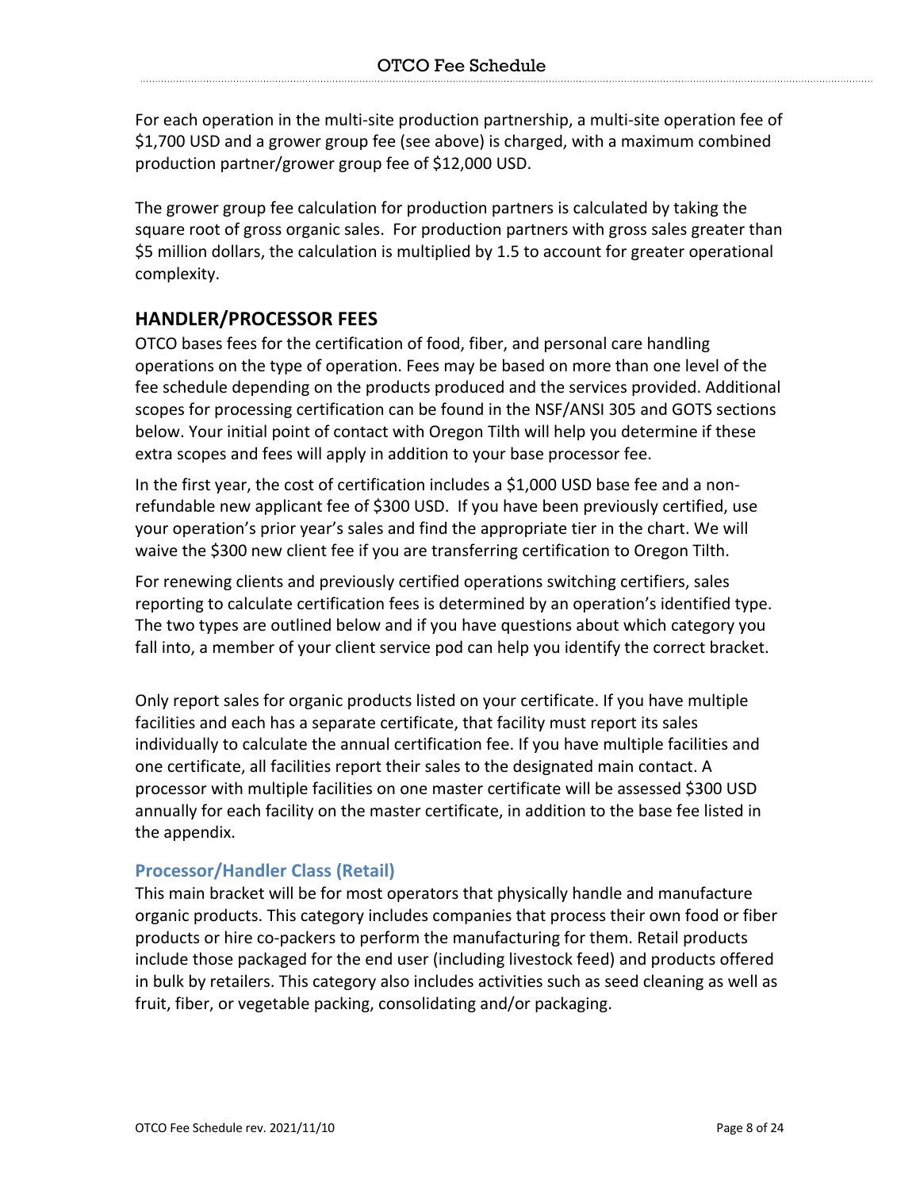For each operation in the multi-site production partnership, a multi-site operation fee of $1,700 USD and a grower group fee (see above) is charged, with a maximum combined production partner/grower group fee of $12,000 USD.

The grower group fee calculation for production partners is calculated by taking the square root of gross organic sales. For production partners with gross sales greater than $5 million dollars, the calculation is multiplied by 1.5 to account for greater operational complexity.

## HANDLER/PROCESSOR FEES

OTCO bases fees for the certification of food, fiber, and personal care handling operations on the type of operation. Fees may be based on more than one level of the fee schedule depending on the products produced and the services provided. Additional scopes for processing certification can be found in the NSF/ANSI 305 and GOTS sections below. Your initial point of contact with Oregon Tilth will help you determine if these extra scopes and fees will apply in addition to your base processor fee.

In the first year, the cost of certification includes a $1,000 USD base fee and a non-refundable new applicant fee of $300 USD. If you have been previously certified, use your operation's prior year's sales and find the appropriate tier in the chart. We will waive the $300 new client fee if you are transferring certification to Oregon Tilth.

For renewing clients and previously certified operations switching certifiers, sales reporting to calculate certification fees is determined by an operation's identified type. The two types are outlined below and if you have questions about which category you fall into, a member of your client service pod can help you identify the correct bracket.

Only report sales for organic products listed on your certificate. If you have multiple facilities and each has a separate certificate, that facility must report its sales individually to calculate the annual certification fee. If you have multiple facilities and one certificate, all facilities report their sales to the designated main contact. A processor with multiple facilities on one master certificate will be assessed $300 USD annually for each facility on the master certificate, in addition to the base fee listed in the appendix.

### Processor/Handler Class (Retail)

This main bracket will be for most operators that physically handle and manufacture organic products. This category includes companies that process their own food or fiber products or hire co-packers to perform the manufacturing for them. Retail products include those packaged for the end user (including livestock feed) and products offered in bulk by retailers. This category also includes activities such as seed cleaning as well as fruit, fiber, or vegetable packing, consolidating and/or packaging.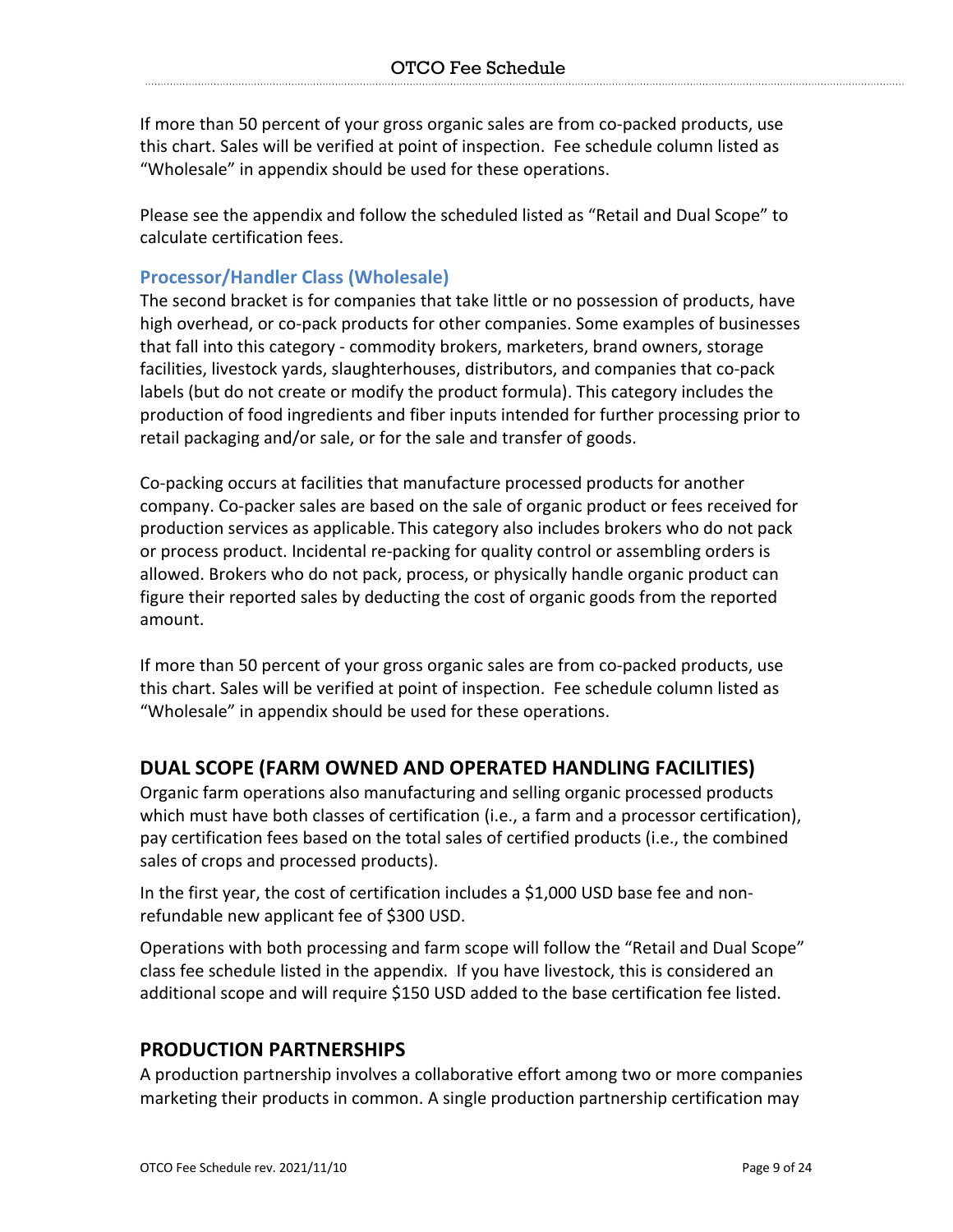If more than 50 percent of your gross organic sales are from co-packed products, use this chart. Sales will be verified at point of inspection. Fee schedule column listed as "Wholesale" in appendix should be used for these operations.

Please see the appendix and follow the scheduled listed as "Retail and Dual Scope" to calculate certification fees.

### Processor/Handler Class (Wholesale)

The second bracket is for companies that take little or no possession of products, have high overhead, or co-pack products for other companies. Some examples of businesses that fall into this category - commodity brokers, marketers, brand owners, storage facilities, livestock yards, slaughterhouses, distributors, and companies that co-pack labels (but do not create or modify the product formula). This category includes the production of food ingredients and fiber inputs intended for further processing prior to retail packaging and/or sale, or for the sale and transfer of goods.

Co-packing occurs at facilities that manufacture processed products for another company. Co-packer sales are based on the sale of organic product or fees received for production services as applicable. This category also includes brokers who do not pack or process product. Incidental re-packing for quality control or assembling orders is allowed. Brokers who do not pack, process, or physically handle organic product can figure their reported sales by deducting the cost of organic goods from the reported amount.

If more than 50 percent of your gross organic sales are from co-packed products, use this chart. Sales will be verified at point of inspection. Fee schedule column listed as "Wholesale" in appendix should be used for these operations.

## DUAL SCOPE (FARM OWNED AND OPERATED HANDLING FACILITIES)

Organic farm operations also manufacturing and selling organic processed products which must have both classes of certification (i.e., a farm and a processor certification), pay certification fees based on the total sales of certified products (i.e., the combined sales of crops and processed products).

In the first year, the cost of certification includes a $1,000 USD base fee and non-refundable new applicant fee of $300 USD.

Operations with both processing and farm scope will follow the "Retail and Dual Scope" class fee schedule listed in the appendix. If you have livestock, this is considered an additional scope and will require $150 USD added to the base certification fee listed.

## PRODUCTION PARTNERSHIPS

A production partnership involves a collaborative effort among two or more companies marketing their products in common. A single production partnership certification may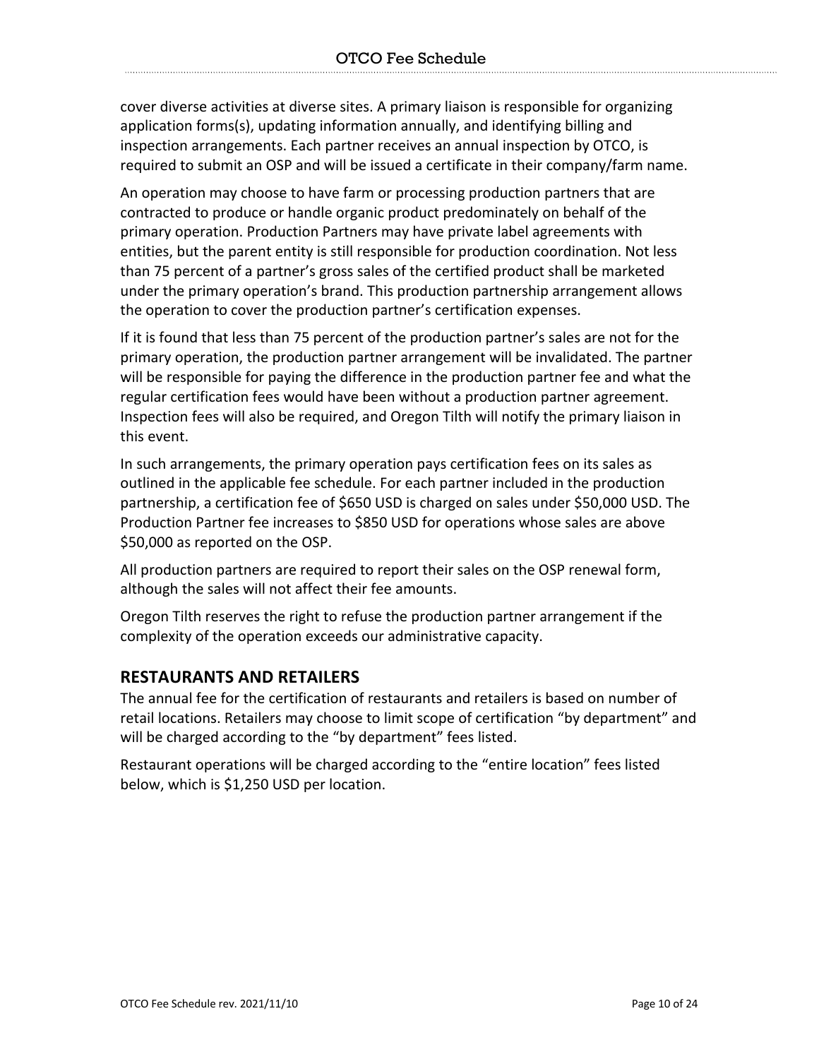cover diverse activities at diverse sites. A primary liaison is responsible for organizing application forms(s), updating information annually, and identifying billing and inspection arrangements. Each partner receives an annual inspection by OTCO, is required to submit an OSP and will be issued a certificate in their company/farm name.

An operation may choose to have farm or processing production partners that are contracted to produce or handle organic product predominately on behalf of the primary operation. Production Partners may have private label agreements with entities, but the parent entity is still responsible for production coordination. Not less than 75 percent of a partner's gross sales of the certified product shall be marketed under the primary operation's brand. This production partnership arrangement allows the operation to cover the production partner's certification expenses.

If it is found that less than 75 percent of the production partner's sales are not for the primary operation, the production partner arrangement will be invalidated. The partner will be responsible for paying the difference in the production partner fee and what the regular certification fees would have been without a production partner agreement. Inspection fees will also be required, and Oregon Tilth will notify the primary liaison in this event.

In such arrangements, the primary operation pays certification fees on its sales as outlined in the applicable fee schedule. For each partner included in the production partnership, a certification fee of $650 USD is charged on sales under $50,000 USD. The Production Partner fee increases to $850 USD for operations whose sales are above $50,000 as reported on the OSP.

All production partners are required to report their sales on the OSP renewal form, although the sales will not affect their fee amounts.

Oregon Tilth reserves the right to refuse the production partner arrangement if the complexity of the operation exceeds our administrative capacity.

## RESTAURANTS AND RETAILERS

The annual fee for the certification of restaurants and retailers is based on number of retail locations. Retailers may choose to limit scope of certification "by department" and will be charged according to the "by department" fees listed.

Restaurant operations will be charged according to the "entire location" fees listed below, which is $1,250 USD per location.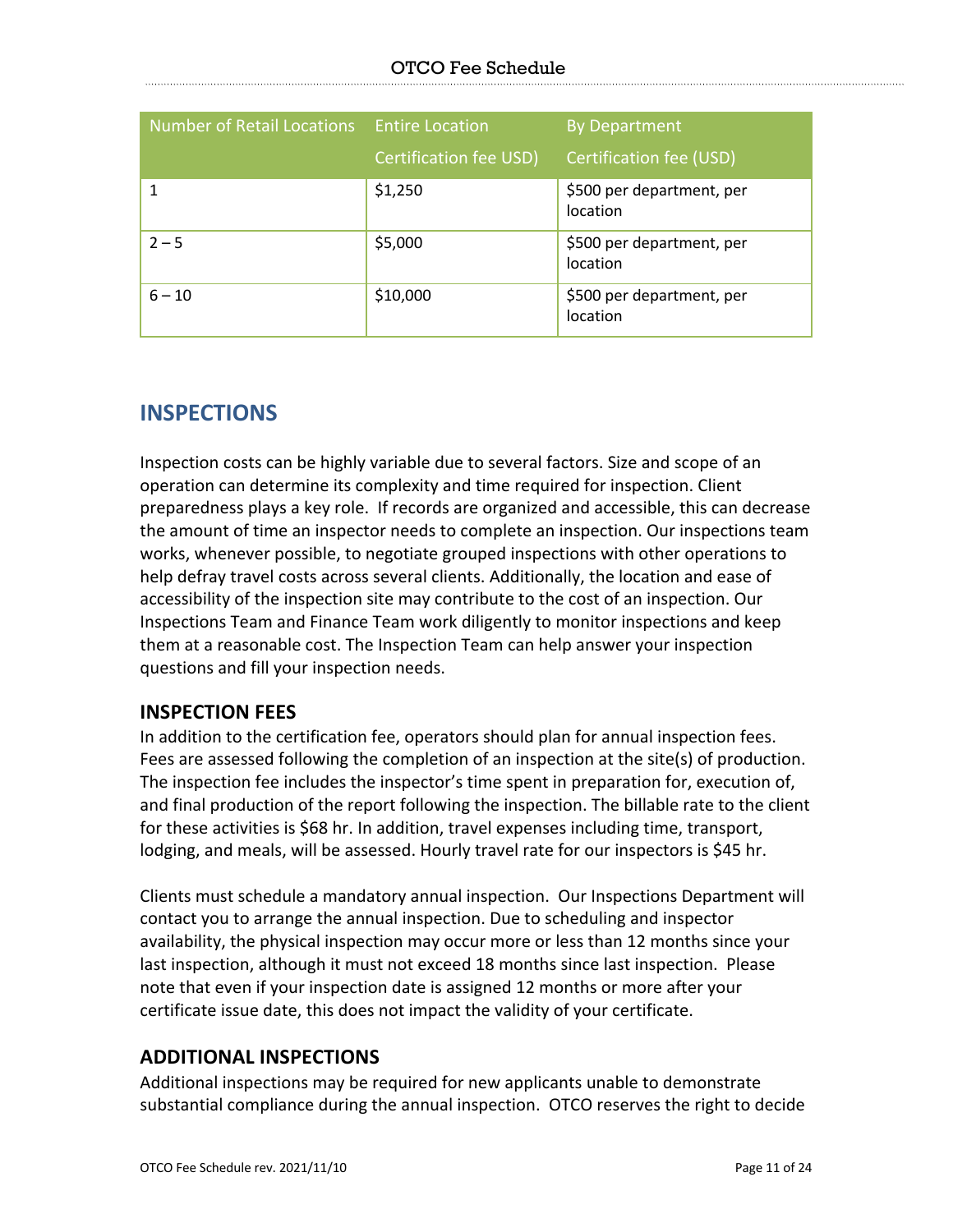| Number of Retail Locations | Entire Location Certification fee USD) | By Department Certification fee (USD) |
|---|---|---|
| 1 | $1,250 | $500 per department, per location |
| 2 – 5 | $5,000 | $500 per department, per location |
| 6 – 10 | $10,000 | $500 per department, per location |

## INSPECTIONS

Inspection costs can be highly variable due to several factors. Size and scope of an operation can determine its complexity and time required for inspection. Client preparedness plays a key role. If records are organized and accessible, this can decrease the amount of time an inspector needs to complete an inspection. Our inspections team works, whenever possible, to negotiate grouped inspections with other operations to help defray travel costs across several clients. Additionally, the location and ease of accessibility of the inspection site may contribute to the cost of an inspection. Our Inspections Team and Finance Team work diligently to monitor inspections and keep them at a reasonable cost. The Inspection Team can help answer your inspection questions and fill your inspection needs.

### INSPECTION FEES

In addition to the certification fee, operators should plan for annual inspection fees. Fees are assessed following the completion of an inspection at the site(s) of production. The inspection fee includes the inspector's time spent in preparation for, execution of, and final production of the report following the inspection. The billable rate to the client for these activities is $68 hr. In addition, travel expenses including time, transport, lodging, and meals, will be assessed. Hourly travel rate for our inspectors is $45 hr.

Clients must schedule a mandatory annual inspection. Our Inspections Department will contact you to arrange the annual inspection. Due to scheduling and inspector availability, the physical inspection may occur more or less than 12 months since your last inspection, although it must not exceed 18 months since last inspection. Please note that even if your inspection date is assigned 12 months or more after your certificate issue date, this does not impact the validity of your certificate.

### ADDITIONAL INSPECTIONS

Additional inspections may be required for new applicants unable to demonstrate substantial compliance during the annual inspection. OTCO reserves the right to decide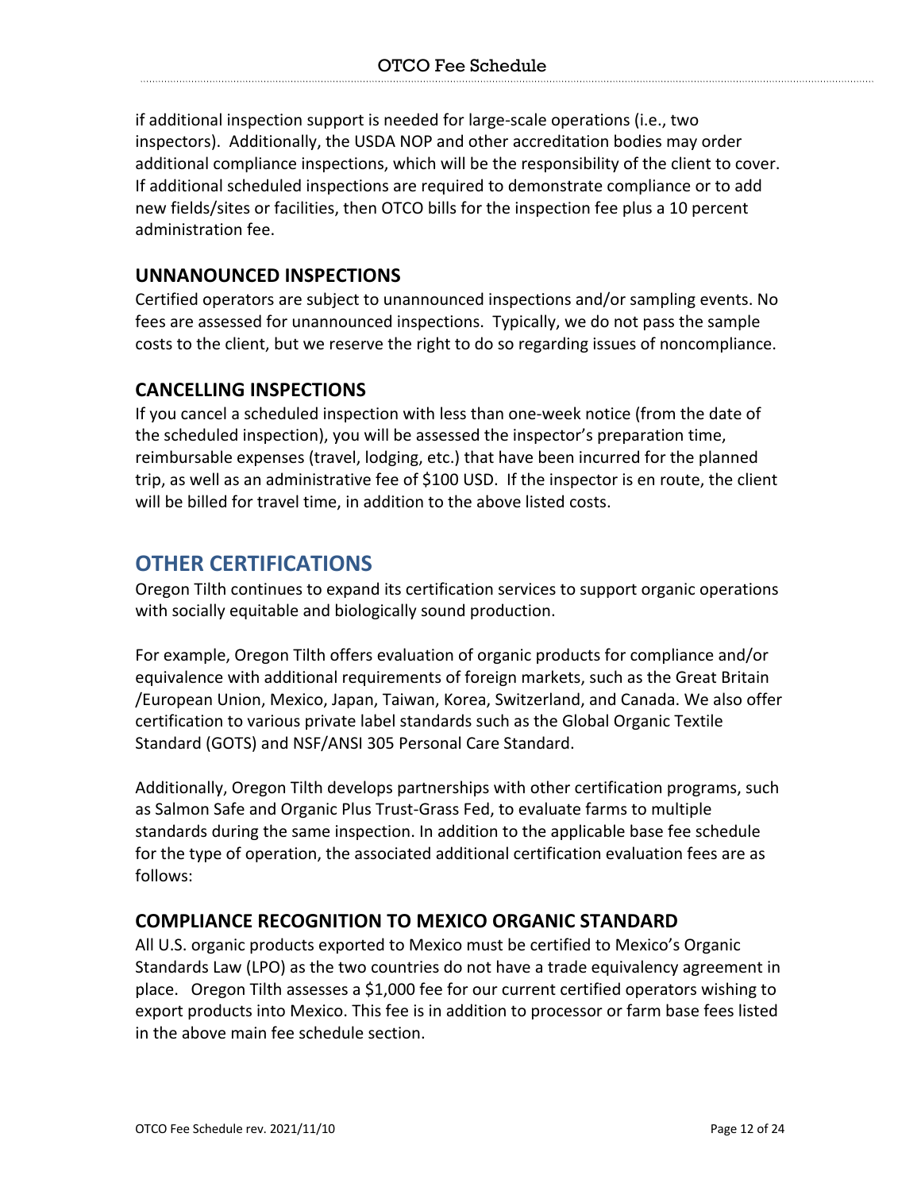if additional inspection support is needed for large-scale operations (i.e., two inspectors). Additionally, the USDA NOP and other accreditation bodies may order additional compliance inspections, which will be the responsibility of the client to cover. If additional scheduled inspections are required to demonstrate compliance or to add new fields/sites or facilities, then OTCO bills for the inspection fee plus a 10 percent administration fee.

### UNNANOUNCED INSPECTIONS

Certified operators are subject to unannounced inspections and/or sampling events. No fees are assessed for unannounced inspections. Typically, we do not pass the sample costs to the client, but we reserve the right to do so regarding issues of noncompliance.

### CANCELLING INSPECTIONS

If you cancel a scheduled inspection with less than one-week notice (from the date of the scheduled inspection), you will be assessed the inspector's preparation time, reimbursable expenses (travel, lodging, etc.) that have been incurred for the planned trip, as well as an administrative fee of $100 USD. If the inspector is en route, the client will be billed for travel time, in addition to the above listed costs.

## OTHER CERTIFICATIONS

Oregon Tilth continues to expand its certification services to support organic operations with socially equitable and biologically sound production.

For example, Oregon Tilth offers evaluation of organic products for compliance and/or equivalence with additional requirements of foreign markets, such as the Great Britain /European Union, Mexico, Japan, Taiwan, Korea, Switzerland, and Canada. We also offer certification to various private label standards such as the Global Organic Textile Standard (GOTS) and NSF/ANSI 305 Personal Care Standard.

Additionally, Oregon Tilth develops partnerships with other certification programs, such as Salmon Safe and Organic Plus Trust-Grass Fed, to evaluate farms to multiple standards during the same inspection. In addition to the applicable base fee schedule for the type of operation, the associated additional certification evaluation fees are as follows:

### COMPLIANCE RECOGNITION TO MEXICO ORGANIC STANDARD

All U.S. organic products exported to Mexico must be certified to Mexico's Organic Standards Law (LPO) as the two countries do not have a trade equivalency agreement in place. Oregon Tilth assesses a $1,000 fee for our current certified operators wishing to export products into Mexico. This fee is in addition to processor or farm base fees listed in the above main fee schedule section.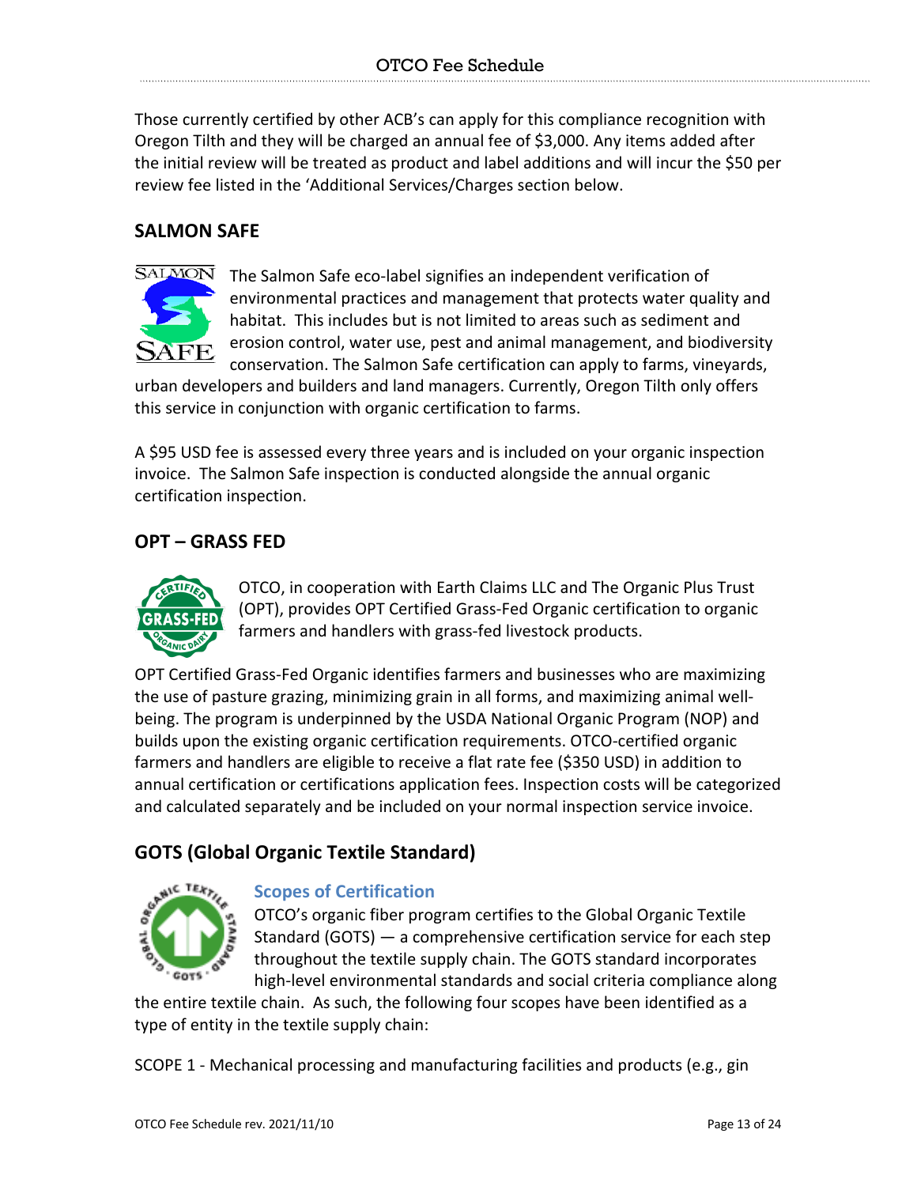Those currently certified by other ACB's can apply for this compliance recognition with Oregon Tilth and they will be charged an annual fee of $3,000. Any items added after the initial review will be treated as product and label additions and will incur the $50 per review fee listed in the 'Additional Services/Charges section below.

## SALMON SAFE

The Salmon Safe eco-label signifies an independent verification of environmental practices and management that protects water quality and habitat. This includes but is not limited to areas such as sediment and erosion control, water use, pest and animal management, and biodiversity conservation. The Salmon Safe certification can apply to farms, vineyards, urban developers and builders and land managers. Currently, Oregon Tilth only offers this service in conjunction with organic certification to farms.

A $95 USD fee is assessed every three years and is included on your organic inspection invoice. The Salmon Safe inspection is conducted alongside the annual organic certification inspection.

## OPT – GRASS FED

OTCO, in cooperation with Earth Claims LLC and The Organic Plus Trust (OPT), provides OPT Certified Grass-Fed Organic certification to organic farmers and handlers with grass-fed livestock products.

OPT Certified Grass-Fed Organic identifies farmers and businesses who are maximizing the use of pasture grazing, minimizing grain in all forms, and maximizing animal well-being. The program is underpinned by the USDA National Organic Program (NOP) and builds upon the existing organic certification requirements. OTCO-certified organic farmers and handlers are eligible to receive a flat rate fee ($350 USD) in addition to annual certification or certifications application fees. Inspection costs will be categorized and calculated separately and be included on your normal inspection service invoice.

## GOTS (Global Organic Textile Standard)

### Scopes of Certification

OTCO's organic fiber program certifies to the Global Organic Textile Standard (GOTS) — a comprehensive certification service for each step throughout the textile supply chain. The GOTS standard incorporates high-level environmental standards and social criteria compliance along the entire textile chain. As such, the following four scopes have been identified as a type of entity in the textile supply chain:

SCOPE 1 - Mechanical processing and manufacturing facilities and products (e.g., gin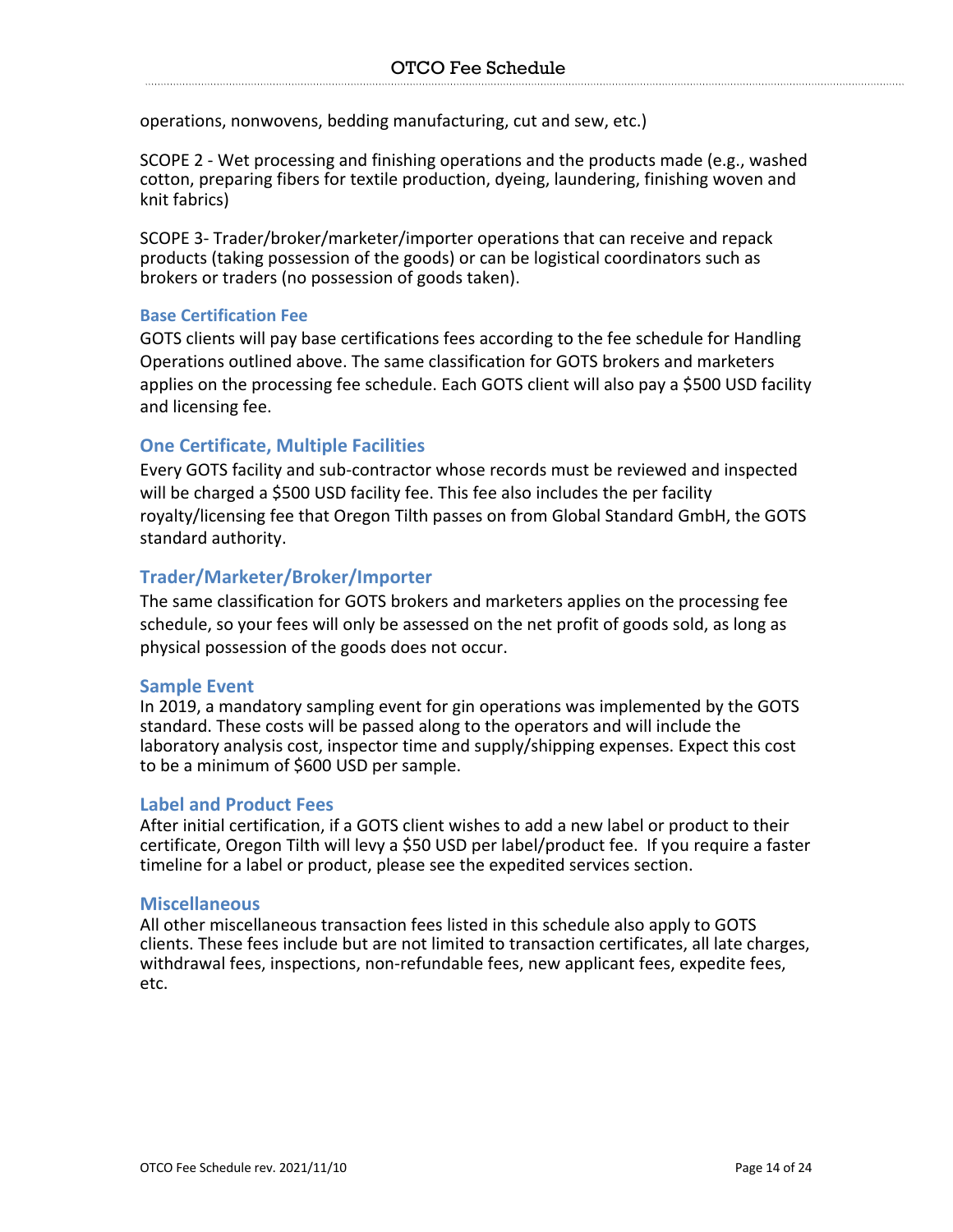operations, nonwovens, bedding manufacturing, cut and sew, etc.)

SCOPE 2 - Wet processing and finishing operations and the products made (e.g., washed cotton, preparing fibers for textile production, dyeing, laundering, finishing woven and knit fabrics)

SCOPE 3- Trader/broker/marketer/importer operations that can receive and repack products (taking possession of the goods) or can be logistical coordinators such as brokers or traders (no possession of goods taken).

### Base Certification Fee

GOTS clients will pay base certifications fees according to the fee schedule for Handling Operations outlined above. The same classification for GOTS brokers and marketers applies on the processing fee schedule. Each GOTS client will also pay a $500 USD facility and licensing fee.

## One Certificate, Multiple Facilities

Every GOTS facility and sub-contractor whose records must be reviewed and inspected will be charged a $500 USD facility fee. This fee also includes the per facility royalty/licensing fee that Oregon Tilth passes on from Global Standard GmbH, the GOTS standard authority.

## Trader/Marketer/Broker/Importer

The same classification for GOTS brokers and marketers applies on the processing fee schedule, so your fees will only be assessed on the net profit of goods sold, as long as physical possession of the goods does not occur.

### Sample Event

In 2019, a mandatory sampling event for gin operations was implemented by the GOTS standard. These costs will be passed along to the operators and will include the laboratory analysis cost, inspector time and supply/shipping expenses. Expect this cost to be a minimum of $600 USD per sample.

### Label and Product Fees

After initial certification, if a GOTS client wishes to add a new label or product to their certificate, Oregon Tilth will levy a $50 USD per label/product fee. If you require a faster timeline for a label or product, please see the expedited services section.

### Miscellaneous

All other miscellaneous transaction fees listed in this schedule also apply to GOTS clients. These fees include but are not limited to transaction certificates, all late charges, withdrawal fees, inspections, non-refundable fees, new applicant fees, expedite fees, etc.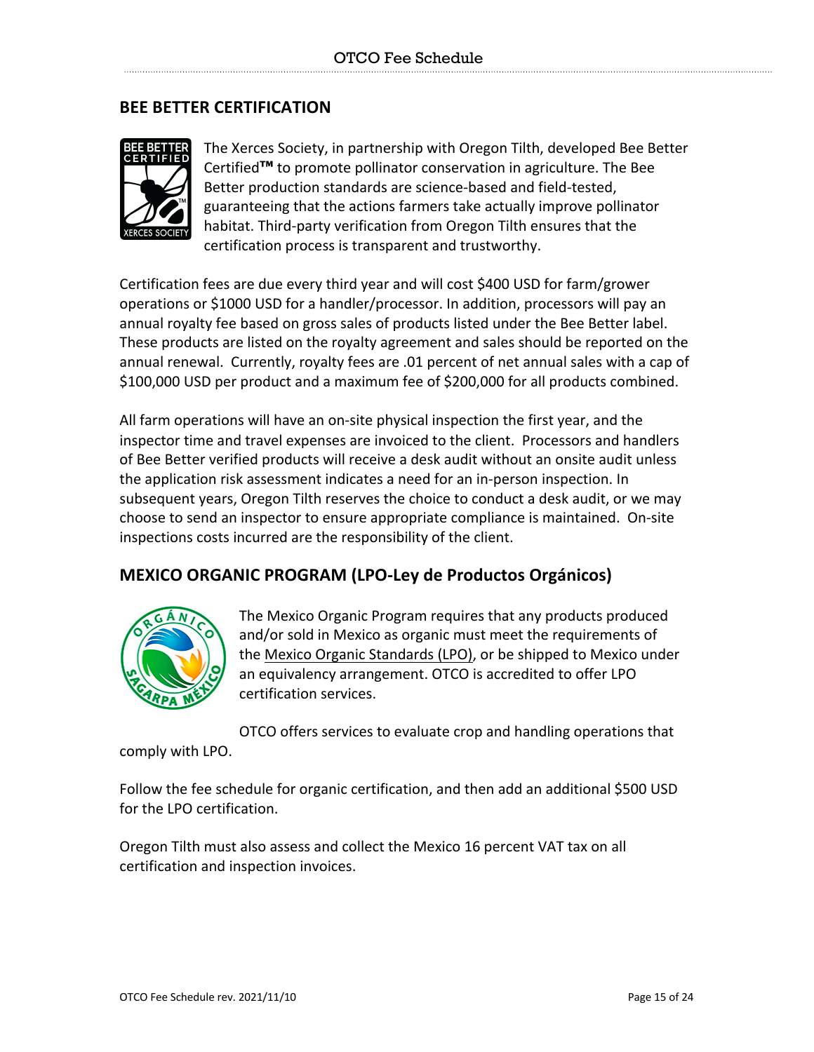## BEE BETTER CERTIFICATION

The Xerces Society, in partnership with Oregon Tilth, developed Bee Better Certified**™** to promote pollinator conservation in agriculture. The Bee Better production standards are science-based and field-tested, guaranteeing that the actions farmers take actually improve pollinator habitat. Third-party verification from Oregon Tilth ensures that the certification process is transparent and trustworthy.

Certification fees are due every third year and will cost $400 USD for farm/grower operations or $1000 USD for a handler/processor. In addition, processors will pay an annual royalty fee based on gross sales of products listed under the Bee Better label. These products are listed on the royalty agreement and sales should be reported on the annual renewal. Currently, royalty fees are .01 percent of net annual sales with a cap of $100,000 USD per product and a maximum fee of $200,000 for all products combined.

All farm operations will have an on-site physical inspection the first year, and the inspector time and travel expenses are invoiced to the client. Processors and handlers of Bee Better verified products will receive a desk audit without an onsite audit unless the application risk assessment indicates a need for an in-person inspection. In subsequent years, Oregon Tilth reserves the choice to conduct a desk audit, or we may choose to send an inspector to ensure appropriate compliance is maintained. On-site inspections costs incurred are the responsibility of the client.

## MEXICO ORGANIC PROGRAM (LPO-Ley de Productos Orgánicos)

The Mexico Organic Program requires that any products produced and/or sold in Mexico as organic must meet the requirements of the Mexico Organic Standards (LPO), or be shipped to Mexico under an equivalency arrangement. OTCO is accredited to offer LPO certification services.

OTCO offers services to evaluate crop and handling operations that comply with LPO.

Follow the fee schedule for organic certification, and then add an additional $500 USD for the LPO certification.

Oregon Tilth must also assess and collect the Mexico 16 percent VAT tax on all certification and inspection invoices.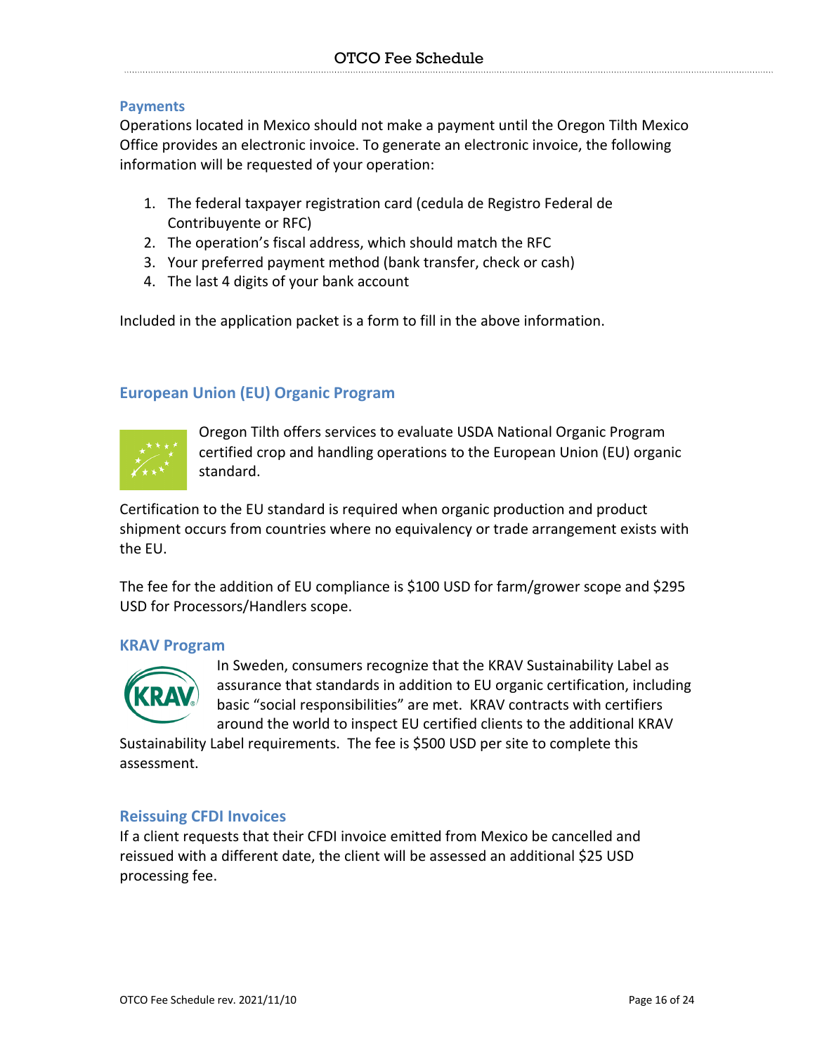## Payments

Operations located in Mexico should not make a payment until the Oregon Tilth Mexico Office provides an electronic invoice. To generate an electronic invoice, the following information will be requested of your operation:

1. The federal taxpayer registration card (cedula de Registro Federal de Contribuyente or RFC)
2. The operation's fiscal address, which should match the RFC
3. Your preferred payment method (bank transfer, check or cash)
4. The last 4 digits of your bank account

Included in the application packet is a form to fill in the above information.

## European Union (EU) Organic Program

Oregon Tilth offers services to evaluate USDA National Organic Program certified crop and handling operations to the European Union (EU) organic standard.

Certification to the EU standard is required when organic production and product shipment occurs from countries where no equivalency or trade arrangement exists with the EU.

The fee for the addition of EU compliance is $100 USD for farm/grower scope and $295 USD for Processors/Handlers scope.

## KRAV Program

In Sweden, consumers recognize that the KRAV Sustainability Label as assurance that standards in addition to EU organic certification, including basic "social responsibilities" are met. KRAV contracts with certifiers around the world to inspect EU certified clients to the additional KRAV Sustainability Label requirements. The fee is $500 USD per site to complete this assessment.

## Reissuing CFDI Invoices

If a client requests that their CFDI invoice emitted from Mexico be cancelled and reissued with a different date, the client will be assessed an additional $25 USD processing fee.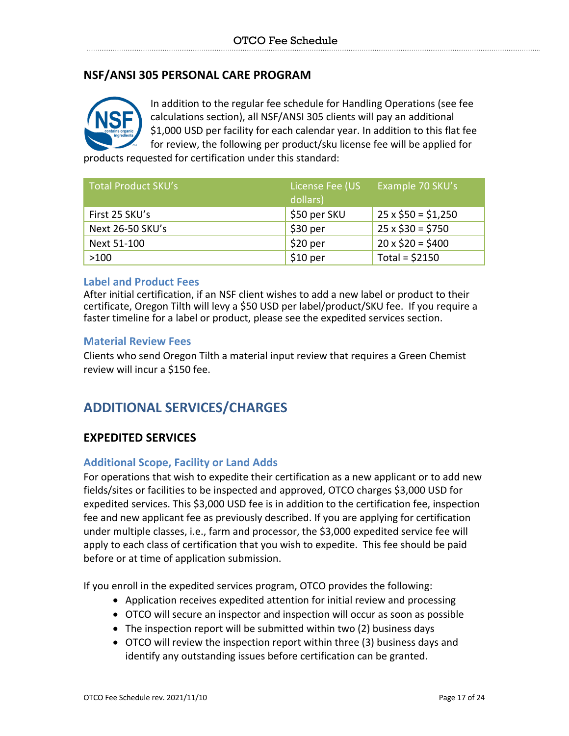## NSF/ANSI 305 PERSONAL CARE PROGRAM

In addition to the regular fee schedule for Handling Operations (see fee calculations section), all NSF/ANSI 305 clients will pay an additional $1,000 USD per facility for each calendar year. In addition to this flat fee for review, the following per product/sku license fee will be applied for products requested for certification under this standard:

| Total Product SKU's | License Fee (US dollars) | Example 70 SKU's |
|---|---|---|
| First 25 SKU's | $50 per SKU | 25 x $50 = $1,250 |
| Next 26-50 SKU's | $30 per | 25 x $30 = $750 |
| Next 51-100 | $20 per | 20 x $20 = $400 |
| >100 | $10 per | Total = $2150 |

### Label and Product Fees

After initial certification, if an NSF client wishes to add a new label or product to their certificate, Oregon Tilth will levy a $50 USD per label/product/SKU fee. If you require a faster timeline for a label or product, please see the expedited services section.

### Material Review Fees

Clients who send Oregon Tilth a material input review that requires a Green Chemist review will incur a $150 fee.

# ADDITIONAL SERVICES/CHARGES

## EXPEDITED SERVICES

### Additional Scope, Facility or Land Adds

For operations that wish to expedite their certification as a new applicant or to add new fields/sites or facilities to be inspected and approved, OTCO charges $3,000 USD for expedited services. This $3,000 USD fee is in addition to the certification fee, inspection fee and new applicant fee as previously described. If you are applying for certification under multiple classes, i.e., farm and processor, the $3,000 expedited service fee will apply to each class of certification that you wish to expedite. This fee should be paid before or at time of application submission.

If you enroll in the expedited services program, OTCO provides the following:

- Application receives expedited attention for initial review and processing
- OTCO will secure an inspector and inspection will occur as soon as possible
- The inspection report will be submitted within two (2) business days
- OTCO will review the inspection report within three (3) business days and identify any outstanding issues before certification can be granted.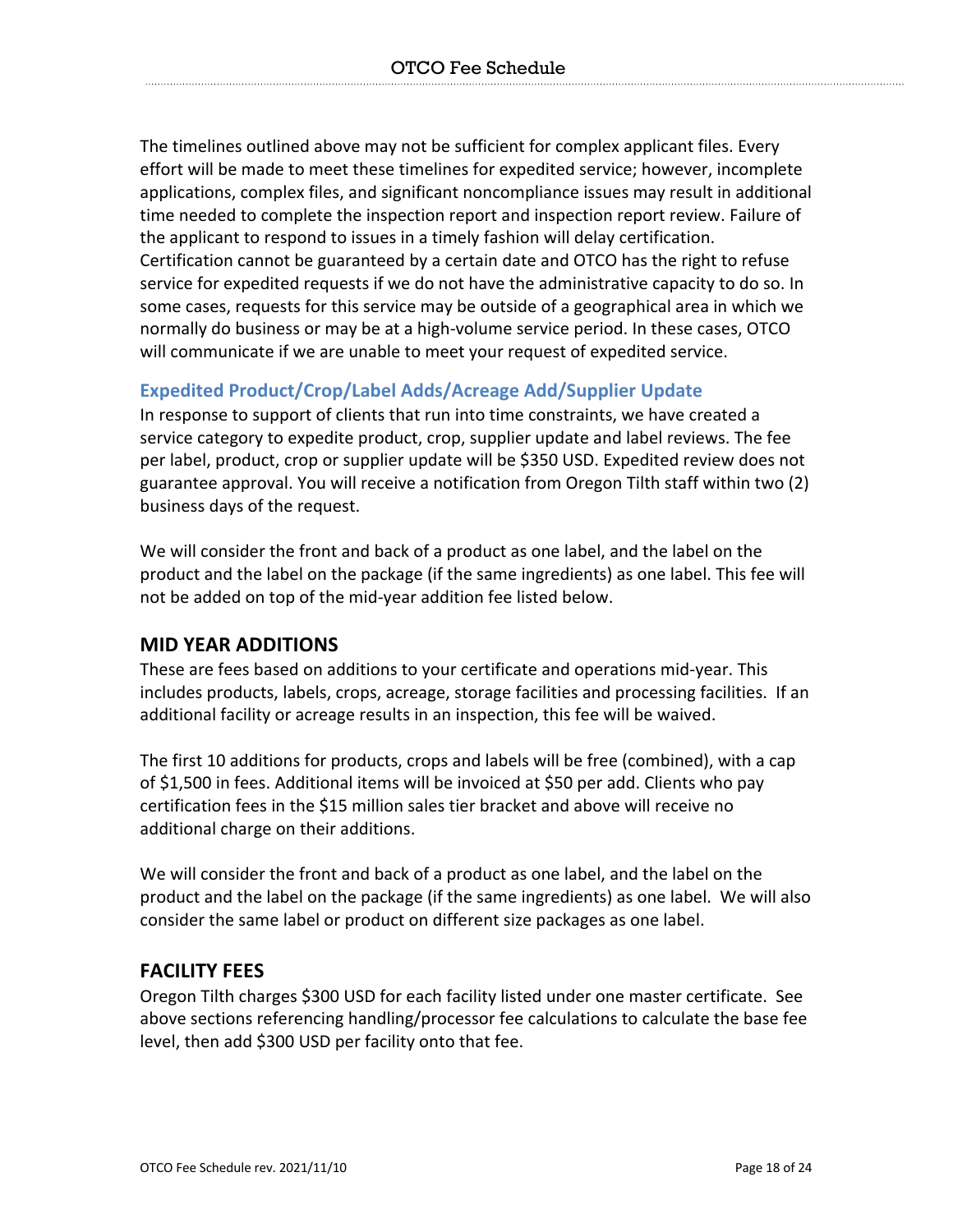The timelines outlined above may not be sufficient for complex applicant files. Every effort will be made to meet these timelines for expedited service; however, incomplete applications, complex files, and significant noncompliance issues may result in additional time needed to complete the inspection report and inspection report review. Failure of the applicant to respond to issues in a timely fashion will delay certification. Certification cannot be guaranteed by a certain date and OTCO has the right to refuse service for expedited requests if we do not have the administrative capacity to do so. In some cases, requests for this service may be outside of a geographical area in which we normally do business or may be at a high-volume service period. In these cases, OTCO will communicate if we are unable to meet your request of expedited service.

### Expedited Product/Crop/Label Adds/Acreage Add/Supplier Update

In response to support of clients that run into time constraints, we have created a service category to expedite product, crop, supplier update and label reviews. The fee per label, product, crop or supplier update will be $350 USD. Expedited review does not guarantee approval. You will receive a notification from Oregon Tilth staff within two (2) business days of the request.

We will consider the front and back of a product as one label, and the label on the product and the label on the package (if the same ingredients) as one label. This fee will not be added on top of the mid-year addition fee listed below.

## MID YEAR ADDITIONS

These are fees based on additions to your certificate and operations mid-year. This includes products, labels, crops, acreage, storage facilities and processing facilities. If an additional facility or acreage results in an inspection, this fee will be waived.

The first 10 additions for products, crops and labels will be free (combined), with a cap of $1,500 in fees. Additional items will be invoiced at $50 per add. Clients who pay certification fees in the $15 million sales tier bracket and above will receive no additional charge on their additions.

We will consider the front and back of a product as one label, and the label on the product and the label on the package (if the same ingredients) as one label. We will also consider the same label or product on different size packages as one label.

## FACILITY FEES

Oregon Tilth charges $300 USD for each facility listed under one master certificate. See above sections referencing handling/processor fee calculations to calculate the base fee level, then add $300 USD per facility onto that fee.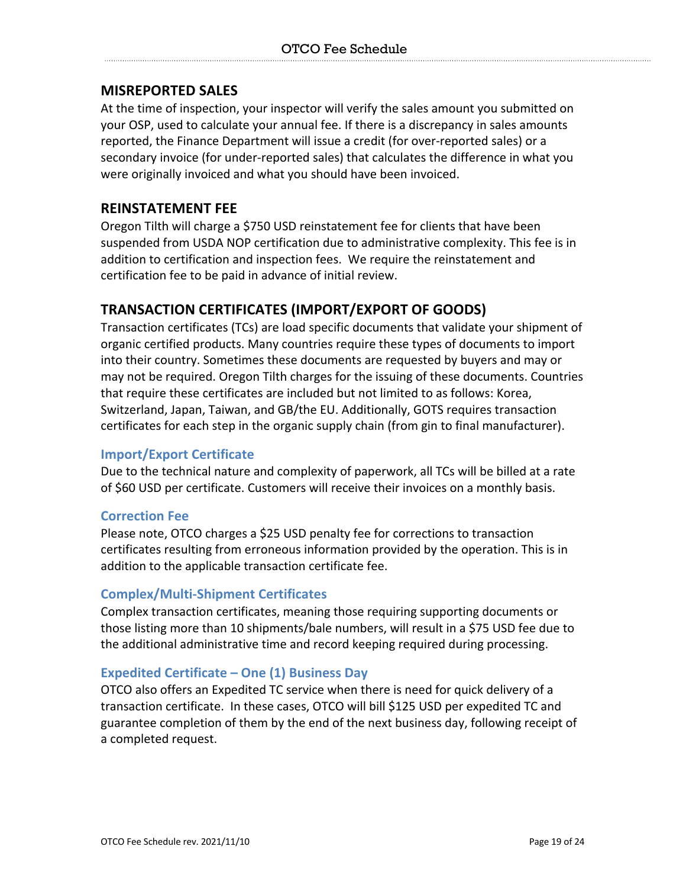## MISREPORTED SALES

At the time of inspection, your inspector will verify the sales amount you submitted on your OSP, used to calculate your annual fee. If there is a discrepancy in sales amounts reported, the Finance Department will issue a credit (for over-reported sales) or a secondary invoice (for under-reported sales) that calculates the difference in what you were originally invoiced and what you should have been invoiced.

## REINSTATEMENT FEE

Oregon Tilth will charge a $750 USD reinstatement fee for clients that have been suspended from USDA NOP certification due to administrative complexity. This fee is in addition to certification and inspection fees. We require the reinstatement and certification fee to be paid in advance of initial review.

## TRANSACTION CERTIFICATES (IMPORT/EXPORT OF GOODS)

Transaction certificates (TCs) are load specific documents that validate your shipment of organic certified products. Many countries require these types of documents to import into their country. Sometimes these documents are requested by buyers and may or may not be required. Oregon Tilth charges for the issuing of these documents. Countries that require these certificates are included but not limited to as follows: Korea, Switzerland, Japan, Taiwan, and GB/the EU. Additionally, GOTS requires transaction certificates for each step in the organic supply chain (from gin to final manufacturer).

### Import/Export Certificate

Due to the technical nature and complexity of paperwork, all TCs will be billed at a rate of $60 USD per certificate. Customers will receive their invoices on a monthly basis.

### Correction Fee

Please note, OTCO charges a $25 USD penalty fee for corrections to transaction certificates resulting from erroneous information provided by the operation. This is in addition to the applicable transaction certificate fee.

### Complex/Multi-Shipment Certificates

Complex transaction certificates, meaning those requiring supporting documents or those listing more than 10 shipments/bale numbers, will result in a $75 USD fee due to the additional administrative time and record keeping required during processing.

### Expedited Certificate – One (1) Business Day

OTCO also offers an Expedited TC service when there is need for quick delivery of a transaction certificate. In these cases, OTCO will bill $125 USD per expedited TC and guarantee completion of them by the end of the next business day, following receipt of a completed request.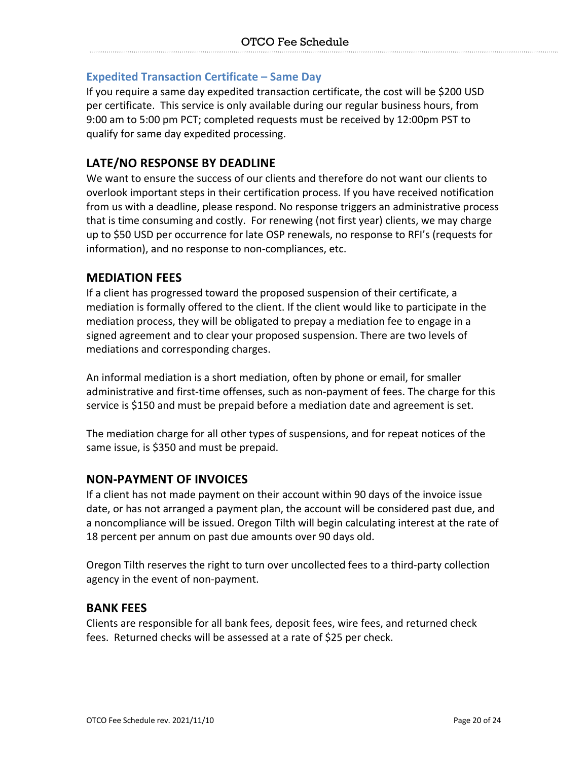### Expedited Transaction Certificate – Same Day

If you require a same day expedited transaction certificate, the cost will be $200 USD per certificate. This service is only available during our regular business hours, from 9:00 am to 5:00 pm PCT; completed requests must be received by 12:00pm PST to qualify for same day expedited processing.

## LATE/NO RESPONSE BY DEADLINE

We want to ensure the success of our clients and therefore do not want our clients to overlook important steps in their certification process. If you have received notification from us with a deadline, please respond. No response triggers an administrative process that is time consuming and costly. For renewing (not first year) clients, we may charge up to $50 USD per occurrence for late OSP renewals, no response to RFI's (requests for information), and no response to non-compliances, etc.

## MEDIATION FEES

If a client has progressed toward the proposed suspension of their certificate, a mediation is formally offered to the client. If the client would like to participate in the mediation process, they will be obligated to prepay a mediation fee to engage in a signed agreement and to clear your proposed suspension. There are two levels of mediations and corresponding charges.

An informal mediation is a short mediation, often by phone or email, for smaller administrative and first-time offenses, such as non-payment of fees. The charge for this service is $150 and must be prepaid before a mediation date and agreement is set.

The mediation charge for all other types of suspensions, and for repeat notices of the same issue, is $350 and must be prepaid.

## NON-PAYMENT OF INVOICES

If a client has not made payment on their account within 90 days of the invoice issue date, or has not arranged a payment plan, the account will be considered past due, and a noncompliance will be issued. Oregon Tilth will begin calculating interest at the rate of 18 percent per annum on past due amounts over 90 days old.

Oregon Tilth reserves the right to turn over uncollected fees to a third-party collection agency in the event of non-payment.

## BANK FEES

Clients are responsible for all bank fees, deposit fees, wire fees, and returned check fees. Returned checks will be assessed at a rate of $25 per check.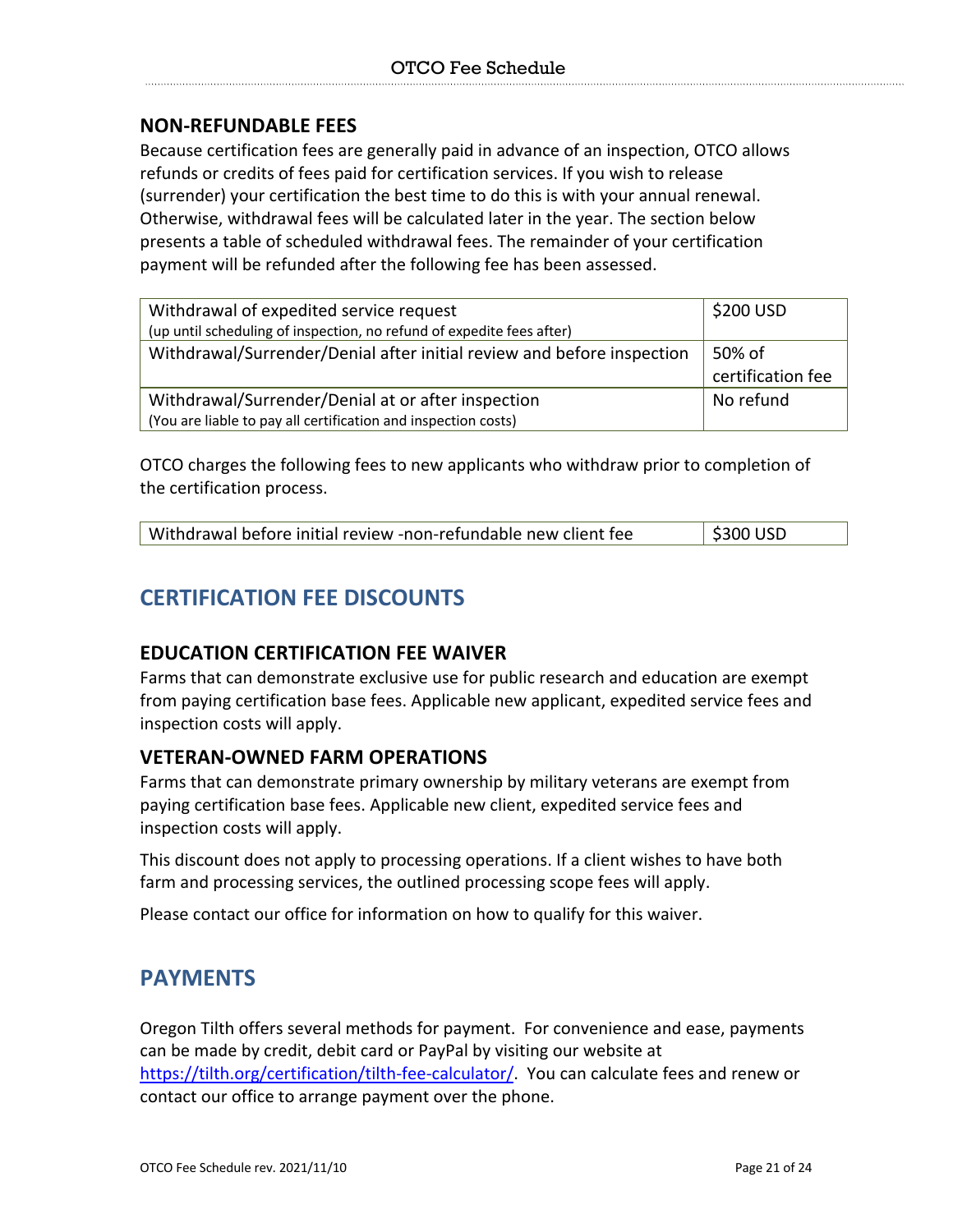### NON-REFUNDABLE FEES

Because certification fees are generally paid in advance of an inspection, OTCO allows refunds or credits of fees paid for certification services. If you wish to release (surrender) your certification the best time to do this is with your annual renewal. Otherwise, withdrawal fees will be calculated later in the year. The section below presents a table of scheduled withdrawal fees. The remainder of your certification payment will be refunded after the following fee has been assessed.

| | |
|---|---|
| Withdrawal of expedited service request<br>(up until scheduling of inspection, no refund of expedite fees after) | $200 USD |
| Withdrawal/Surrender/Denial after initial review and before inspection | 50% of certification fee |
| Withdrawal/Surrender/Denial at or after inspection<br>(You are liable to pay all certification and inspection costs) | No refund |

OTCO charges the following fees to new applicants who withdraw prior to completion of the certification process.

| | |
|---|---|
| Withdrawal before initial review -non-refundable new client fee | $300 USD |

## CERTIFICATION FEE DISCOUNTS

### EDUCATION CERTIFICATION FEE WAIVER

Farms that can demonstrate exclusive use for public research and education are exempt from paying certification base fees. Applicable new applicant, expedited service fees and inspection costs will apply.

### VETERAN-OWNED FARM OPERATIONS

Farms that can demonstrate primary ownership by military veterans are exempt from paying certification base fees. Applicable new client, expedited service fees and inspection costs will apply.

This discount does not apply to processing operations. If a client wishes to have both farm and processing services, the outlined processing scope fees will apply.

Please contact our office for information on how to qualify for this waiver.

## PAYMENTS

Oregon Tilth offers several methods for payment. For convenience and ease, payments can be made by credit, debit card or PayPal by visiting our website at https://tilth.org/certification/tilth-fee-calculator/. You can calculate fees and renew or contact our office to arrange payment over the phone.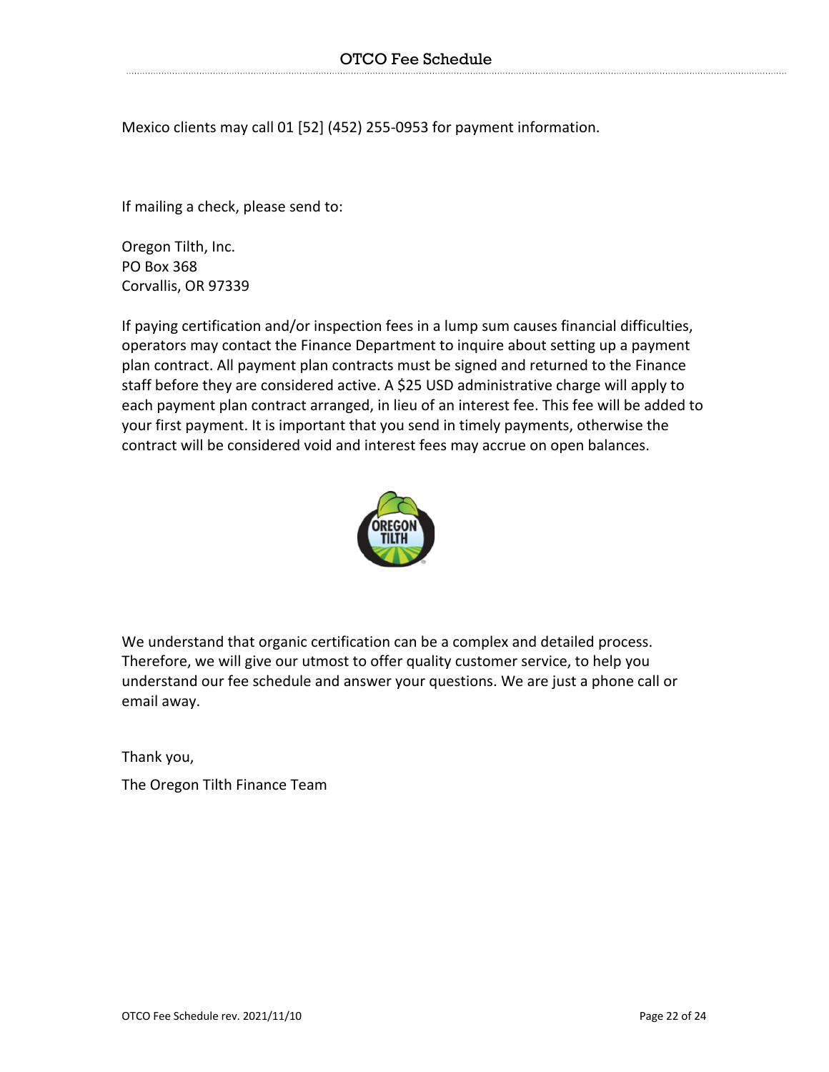Mexico clients may call 01 [52] (452) 255-0953 for payment information.

If mailing a check, please send to:

Oregon Tilth, Inc.
PO Box 368
Corvallis, OR 97339

If paying certification and/or inspection fees in a lump sum causes financial difficulties, operators may contact the Finance Department to inquire about setting up a payment plan contract. All payment plan contracts must be signed and returned to the Finance staff before they are considered active. A $25 USD administrative charge will apply to each payment plan contract arranged, in lieu of an interest fee. This fee will be added to your first payment. It is important that you send in timely payments, otherwise the contract will be considered void and interest fees may accrue on open balances.

We understand that organic certification can be a complex and detailed process. Therefore, we will give our utmost to offer quality customer service, to help you understand our fee schedule and answer your questions. We are just a phone call or email away.

Thank you,

The Oregon Tilth Finance Team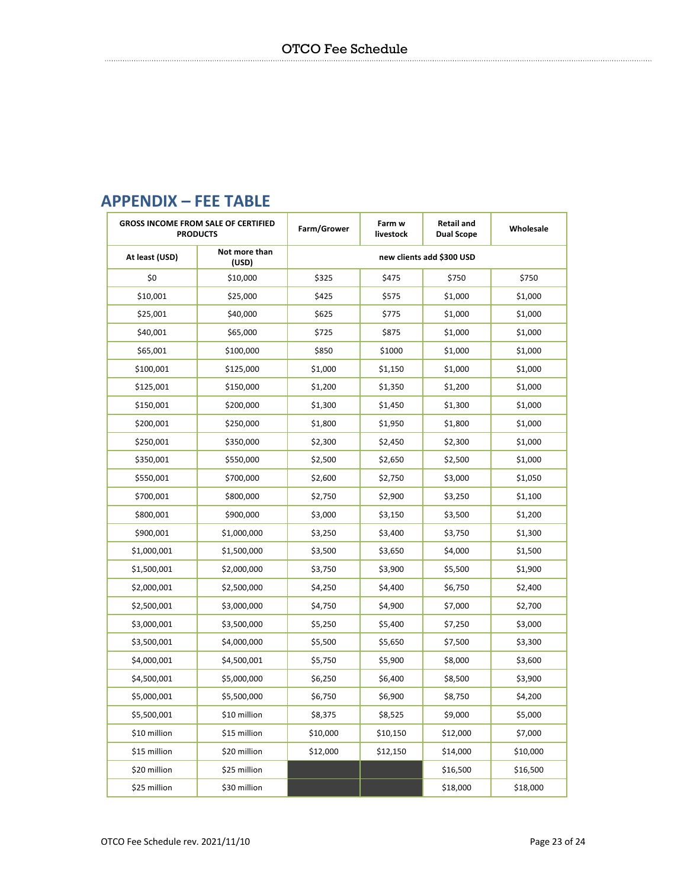## APPENDIX – FEE TABLE

| GROSS INCOME FROM SALE OF CERTIFIED PRODUCTS | | Farm/Grower | Farm w livestock | Retail and Dual Scope | Wholesale |
|---|---|---|---|---|---|
| At least (USD) | Not more than (USD) | new clients add $300 USD | | | |
| $0 | $10,000 | $325 | $475 | $750 | $750 |
| $10,001 | $25,000 | $425 | $575 | $1,000 | $1,000 |
| $25,001 | $40,000 | $625 | $775 | $1,000 | $1,000 |
| $40,001 | $65,000 | $725 | $875 | $1,000 | $1,000 |
| $65,001 | $100,000 | $850 | $1000 | $1,000 | $1,000 |
| $100,001 | $125,000 | $1,000 | $1,150 | $1,000 | $1,000 |
| $125,001 | $150,000 | $1,200 | $1,350 | $1,200 | $1,000 |
| $150,001 | $200,000 | $1,300 | $1,450 | $1,300 | $1,000 |
| $200,001 | $250,000 | $1,800 | $1,950 | $1,800 | $1,000 |
| $250,001 | $350,000 | $2,300 | $2,450 | $2,300 | $1,000 |
| $350,001 | $550,000 | $2,500 | $2,650 | $2,500 | $1,000 |
| $550,001 | $700,000 | $2,600 | $2,750 | $3,000 | $1,050 |
| $700,001 | $800,000 | $2,750 | $2,900 | $3,250 | $1,100 |
| $800,001 | $900,000 | $3,000 | $3,150 | $3,500 | $1,200 |
| $900,001 | $1,000,000 | $3,250 | $3,400 | $3,750 | $1,300 |
| $1,000,001 | $1,500,000 | $3,500 | $3,650 | $4,000 | $1,500 |
| $1,500,001 | $2,000,000 | $3,750 | $3,900 | $5,500 | $1,900 |
| $2,000,001 | $2,500,000 | $4,250 | $4,400 | $6,750 | $2,400 |
| $2,500,001 | $3,000,000 | $4,750 | $4,900 | $7,000 | $2,700 |
| $3,000,001 | $3,500,000 | $5,250 | $5,400 | $7,250 | $3,000 |
| $3,500,001 | $4,000,000 | $5,500 | $5,650 | $7,500 | $3,300 |
| $4,000,001 | $4,500,001 | $5,750 | $5,900 | $8,000 | $3,600 |
| $4,500,001 | $5,000,000 | $6,250 | $6,400 | $8,500 | $3,900 |
| $5,000,001 | $5,500,000 | $6,750 | $6,900 | $8,750 | $4,200 |
| $5,500,001 | $10 million | $8,375 | $8,525 | $9,000 | $5,000 |
| $10 million | $15 million | $10,000 | $10,150 | $12,000 | $7,000 |
| $15 million | $20 million | $12,000 | $12,150 | $14,000 | $10,000 |
| $20 million | $25 million | | | $16,500 | $16,500 |
| $25 million | $30 million | | | $18,000 | $18,000 |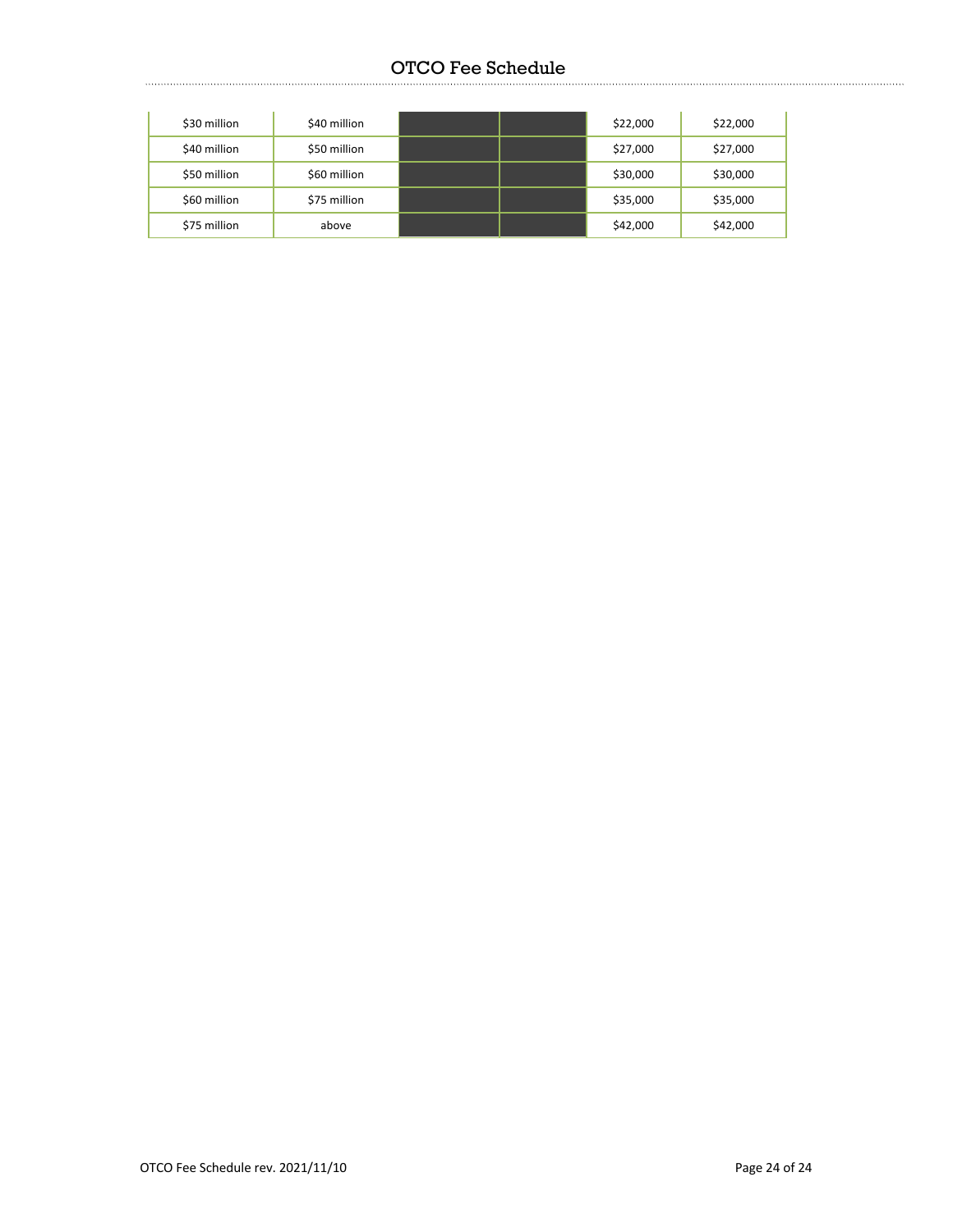| | | | | | |
|---|---|---|---|---|---|
| $30 million | $40 million | | | $22,000 | $22,000 |
| $40 million | $50 million | | | $27,000 | $27,000 |
| $50 million | $60 million | | | $30,000 | $30,000 |
| $60 million | $75 million | | | $35,000 | $35,000 |
| $75 million | above | | | $42,000 | $42,000 |